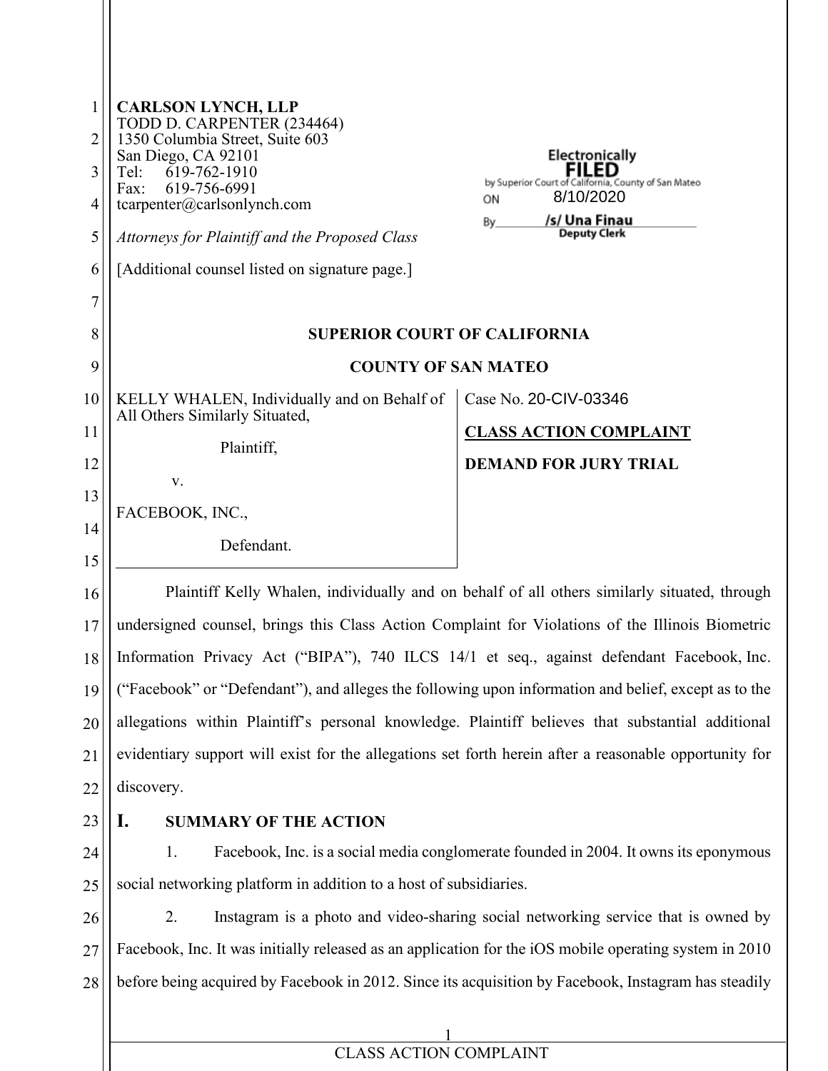**CARLSON LYNCH, LLP**
TODD D. CARPENTER (234464)
1350 Columbia Street, Suite 603
San Diego, CA 92101
Tel: 619-762-1910
Fax: 619-756-6991
tcarpenter@carlsonlynch.com

*Attorneys for Plaintiff and the Proposed Class*

[Additional counsel listed on signature page.]

Electronically FILED by Superior Court of California, County of San Mateo ON 8/10/2020 By /s/ Una Finau Deputy Clerk

**SUPERIOR COURT OF CALIFORNIA**

**COUNTY OF SAN MATEO**

| | |
|---|---|
| KELLY WHALEN, Individually and on Behalf of All Others Similarly Situated,<br><br>Plaintiff,<br><br>v.<br><br>FACEBOOK, INC.,<br><br>Defendant. | Case No. 20-CIV-03346<br><br>**CLASS ACTION COMPLAINT**<br><br>**DEMAND FOR JURY TRIAL** |

Plaintiff Kelly Whalen, individually and on behalf of all others similarly situated, through undersigned counsel, brings this Class Action Complaint for Violations of the Illinois Biometric Information Privacy Act ("BIPA"), 740 ILCS 14/1 et seq., against defendant Facebook, Inc. ("Facebook" or "Defendant"), and alleges the following upon information and belief, except as to the allegations within Plaintiff's personal knowledge. Plaintiff believes that substantial additional evidentiary support will exist for the allegations set forth herein after a reasonable opportunity for discovery.

## I. SUMMARY OF THE ACTION

1. Facebook, Inc. is a social media conglomerate founded in 2004. It owns its eponymous social networking platform in addition to a host of subsidiaries.

2. Instagram is a photo and video-sharing social networking service that is owned by Facebook, Inc. It was initially released as an application for the iOS mobile operating system in 2010 before being acquired by Facebook in 2012. Since its acquisition by Facebook, Instagram has steadily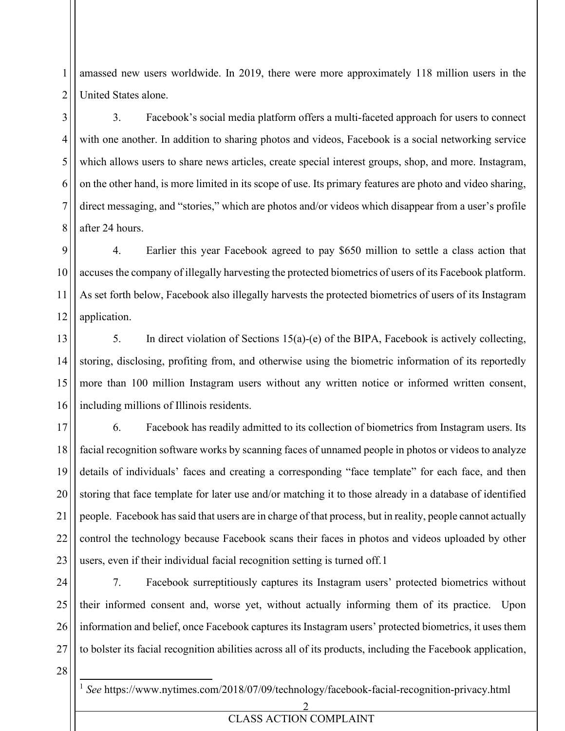amassed new users worldwide. In 2019, there were more approximately 118 million users in the United States alone.

3. Facebook's social media platform offers a multi-faceted approach for users to connect with one another. In addition to sharing photos and videos, Facebook is a social networking service which allows users to share news articles, create special interest groups, shop, and more. Instagram, on the other hand, is more limited in its scope of use. Its primary features are photo and video sharing, direct messaging, and "stories," which are photos and/or videos which disappear from a user's profile after 24 hours.

4. Earlier this year Facebook agreed to pay $650 million to settle a class action that accuses the company of illegally harvesting the protected biometrics of users of its Facebook platform. As set forth below, Facebook also illegally harvests the protected biometrics of users of its Instagram application.

5. In direct violation of Sections 15(a)-(e) of the BIPA, Facebook is actively collecting, storing, disclosing, profiting from, and otherwise using the biometric information of its reportedly more than 100 million Instagram users without any written notice or informed written consent, including millions of Illinois residents.

6. Facebook has readily admitted to its collection of biometrics from Instagram users. Its facial recognition software works by scanning faces of unnamed people in photos or videos to analyze details of individuals' faces and creating a corresponding "face template" for each face, and then storing that face template for later use and/or matching it to those already in a database of identified people. Facebook has said that users are in charge of that process, but in reality, people cannot actually control the technology because Facebook scans their faces in photos and videos uploaded by other users, even if their individual facial recognition setting is turned off.[1]

7. Facebook surreptitiously captures its Instagram users' protected biometrics without their informed consent and, worse yet, without actually informing them of its practice. Upon information and belief, once Facebook captures its Instagram users' protected biometrics, it uses them to bolster its facial recognition abilities across all of its products, including the Facebook application,

[1] *See* https://www.nytimes.com/2018/07/09/technology/facebook-facial-recognition-privacy.html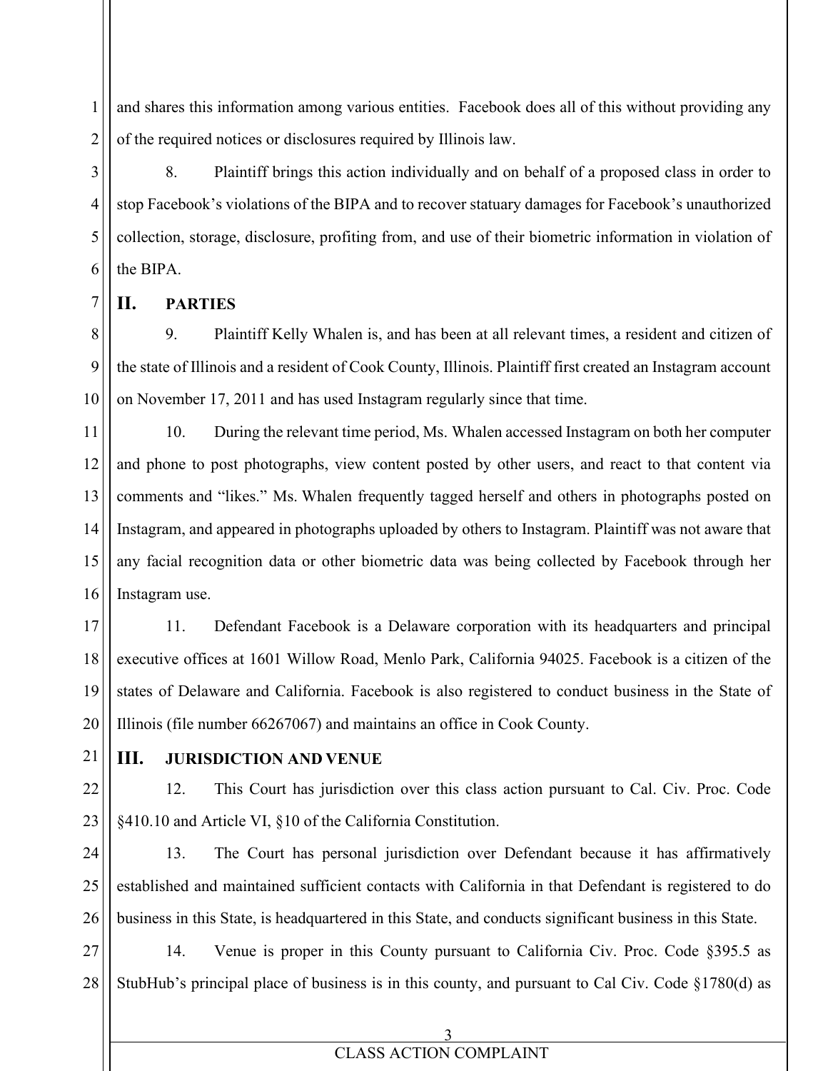and shares this information among various entities. Facebook does all of this without providing any of the required notices or disclosures required by Illinois law.

8. Plaintiff brings this action individually and on behalf of a proposed class in order to stop Facebook's violations of the BIPA and to recover statuary damages for Facebook's unauthorized collection, storage, disclosure, profiting from, and use of their biometric information in violation of the BIPA.

## II. PARTIES

9. Plaintiff Kelly Whalen is, and has been at all relevant times, a resident and citizen of the state of Illinois and a resident of Cook County, Illinois. Plaintiff first created an Instagram account on November 17, 2011 and has used Instagram regularly since that time.

10. During the relevant time period, Ms. Whalen accessed Instagram on both her computer and phone to post photographs, view content posted by other users, and react to that content via comments and "likes." Ms. Whalen frequently tagged herself and others in photographs posted on Instagram, and appeared in photographs uploaded by others to Instagram. Plaintiff was not aware that any facial recognition data or other biometric data was being collected by Facebook through her Instagram use.

11. Defendant Facebook is a Delaware corporation with its headquarters and principal executive offices at 1601 Willow Road, Menlo Park, California 94025. Facebook is a citizen of the states of Delaware and California. Facebook is also registered to conduct business in the State of Illinois (file number 66267067) and maintains an office in Cook County.

## III. JURISDICTION AND VENUE

12. This Court has jurisdiction over this class action pursuant to Cal. Civ. Proc. Code §410.10 and Article VI, §10 of the California Constitution.

13. The Court has personal jurisdiction over Defendant because it has affirmatively established and maintained sufficient contacts with California in that Defendant is registered to do business in this State, is headquartered in this State, and conducts significant business in this State.

14. Venue is proper in this County pursuant to California Civ. Proc. Code §395.5 as StubHub's principal place of business is in this county, and pursuant to Cal Civ. Code §1780(d) as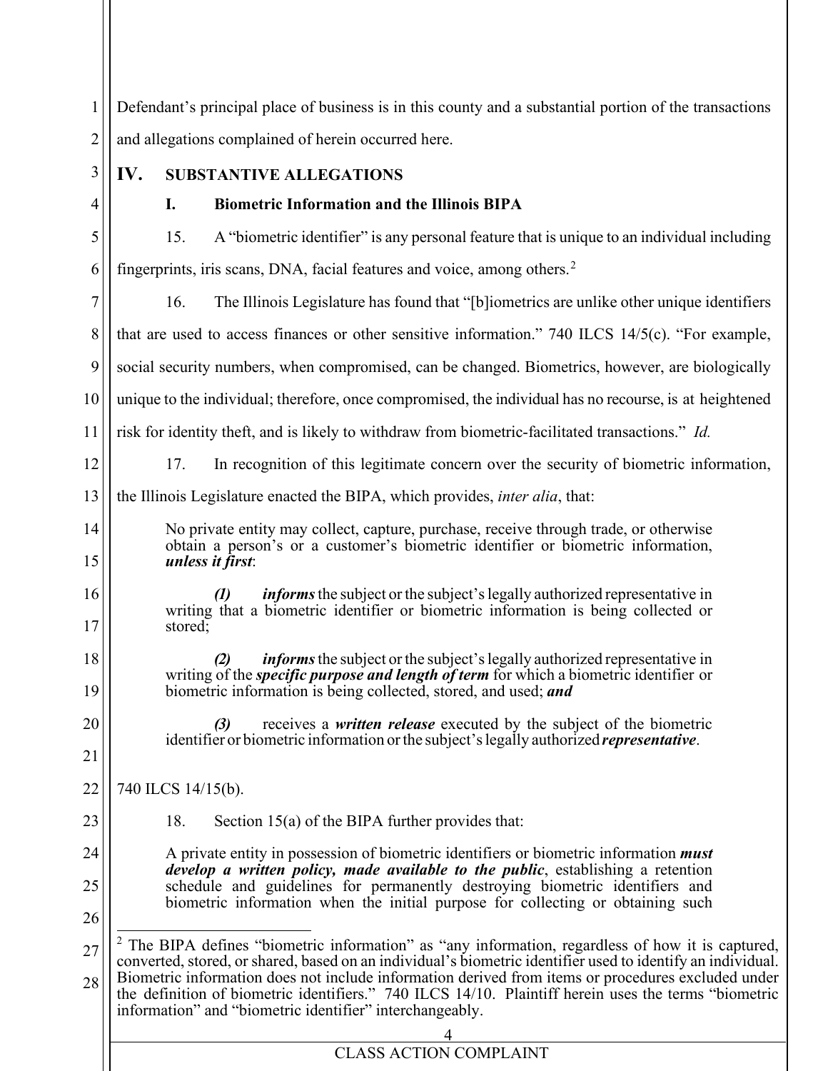Defendant's principal place of business is in this county and a substantial portion of the transactions and allegations complained of herein occurred here.

## IV. SUBSTANTIVE ALLEGATIONS

### I. Biometric Information and the Illinois BIPA

15. A "biometric identifier" is any personal feature that is unique to an individual including fingerprints, iris scans, DNA, facial features and voice, among others.[2]

16. The Illinois Legislature has found that "[b]iometrics are unlike other unique identifiers that are used to access finances or other sensitive information." 740 ILCS 14/5(c). "For example, social security numbers, when compromised, can be changed. Biometrics, however, are biologically unique to the individual; therefore, once compromised, the individual has no recourse, is at heightened risk for identity theft, and is likely to withdraw from biometric-facilitated transactions." *Id.*

17. In recognition of this legitimate concern over the security of biometric information, the Illinois Legislature enacted the BIPA, which provides, *inter alia*, that:

> No private entity may collect, capture, purchase, receive through trade, or otherwise obtain a person's or a customer's biometric identifier or biometric information, ***unless it first***:
>
> ***(1)*** ***informs*** the subject or the subject's legally authorized representative in writing that a biometric identifier or biometric information is being collected or stored;
>
> ***(2)*** ***informs*** the subject or the subject's legally authorized representative in writing of the ***specific purpose and length of term*** for which a biometric identifier or biometric information is being collected, stored, and used; ***and***
>
> ***(3)*** receives a ***written release*** executed by the subject of the biometric identifier or biometric information or the subject's legally authorized ***representative***.

740 ILCS 14/15(b).

18. Section 15(a) of the BIPA further provides that:

> A private entity in possession of biometric identifiers or biometric information ***must develop a written policy, made available to the public***, establishing a retention schedule and guidelines for permanently destroying biometric identifiers and biometric information when the initial purpose for collecting or obtaining such

---

[2] The BIPA defines "biometric information" as "any information, regardless of how it is captured, converted, stored, or shared, based on an individual's biometric identifier used to identify an individual. Biometric information does not include information derived from items or procedures excluded under the definition of biometric identifiers." 740 ILCS 14/10. Plaintiff herein uses the terms "biometric information" and "biometric identifier" interchangeably.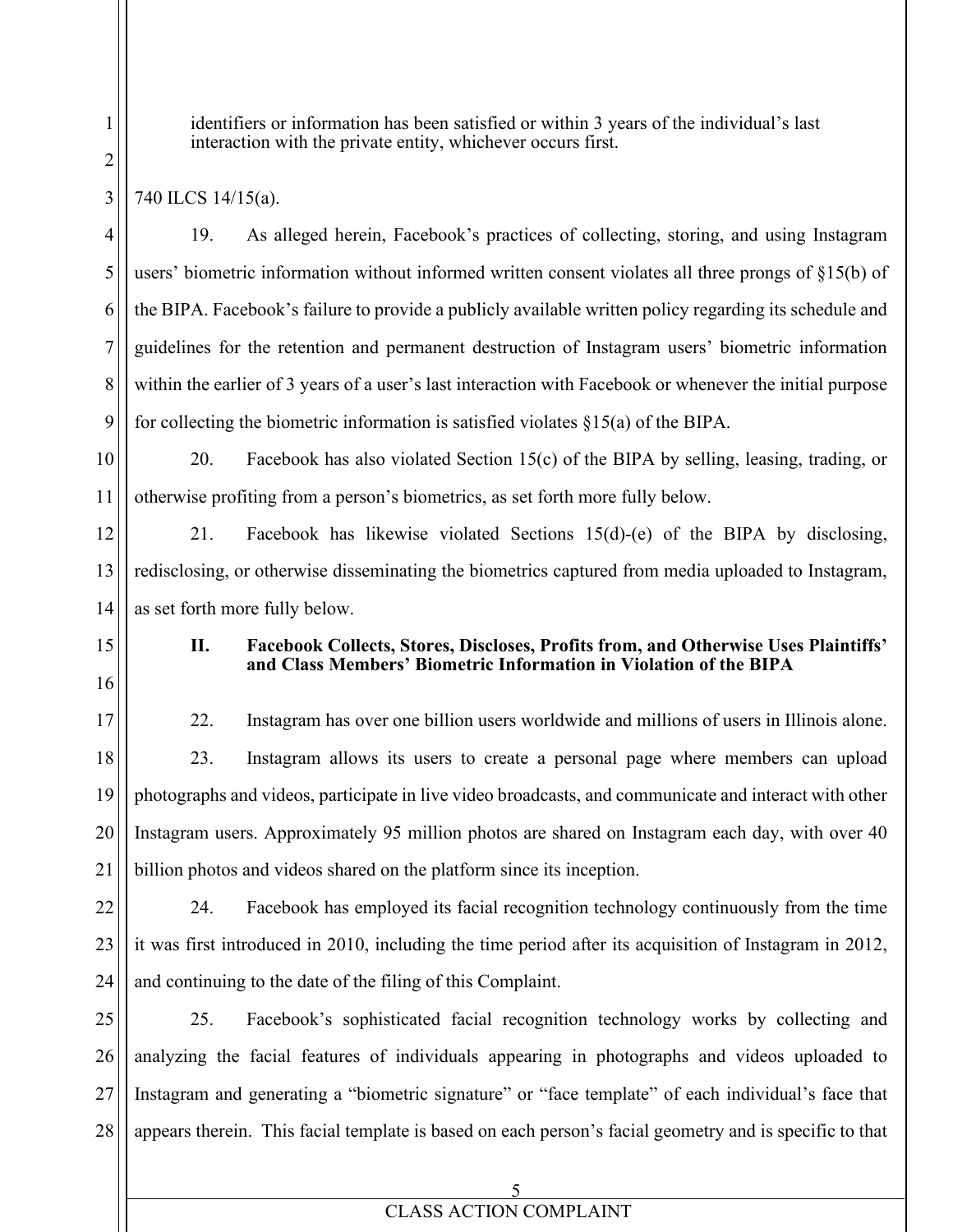identifiers or information has been satisfied or within 3 years of the individual's last interaction with the private entity, whichever occurs first.

740 ILCS 14/15(a).

19. As alleged herein, Facebook's practices of collecting, storing, and using Instagram users' biometric information without informed written consent violates all three prongs of §15(b) of the BIPA. Facebook's failure to provide a publicly available written policy regarding its schedule and guidelines for the retention and permanent destruction of Instagram users' biometric information within the earlier of 3 years of a user's last interaction with Facebook or whenever the initial purpose for collecting the biometric information is satisfied violates §15(a) of the BIPA.

20. Facebook has also violated Section 15(c) of the BIPA by selling, leasing, trading, or otherwise profiting from a person's biometrics, as set forth more fully below.

21. Facebook has likewise violated Sections 15(d)-(e) of the BIPA by disclosing, redisclosing, or otherwise disseminating the biometrics captured from media uploaded to Instagram, as set forth more fully below.

## II. Facebook Collects, Stores, Discloses, Profits from, and Otherwise Uses Plaintiffs' and Class Members' Biometric Information in Violation of the BIPA

22. Instagram has over one billion users worldwide and millions of users in Illinois alone.

23. Instagram allows its users to create a personal page where members can upload photographs and videos, participate in live video broadcasts, and communicate and interact with other Instagram users. Approximately 95 million photos are shared on Instagram each day, with over 40 billion photos and videos shared on the platform since its inception.

24. Facebook has employed its facial recognition technology continuously from the time it was first introduced in 2010, including the time period after its acquisition of Instagram in 2012, and continuing to the date of the filing of this Complaint.

25. Facebook's sophisticated facial recognition technology works by collecting and analyzing the facial features of individuals appearing in photographs and videos uploaded to Instagram and generating a "biometric signature" or "face template" of each individual's face that appears therein. This facial template is based on each person's facial geometry and is specific to that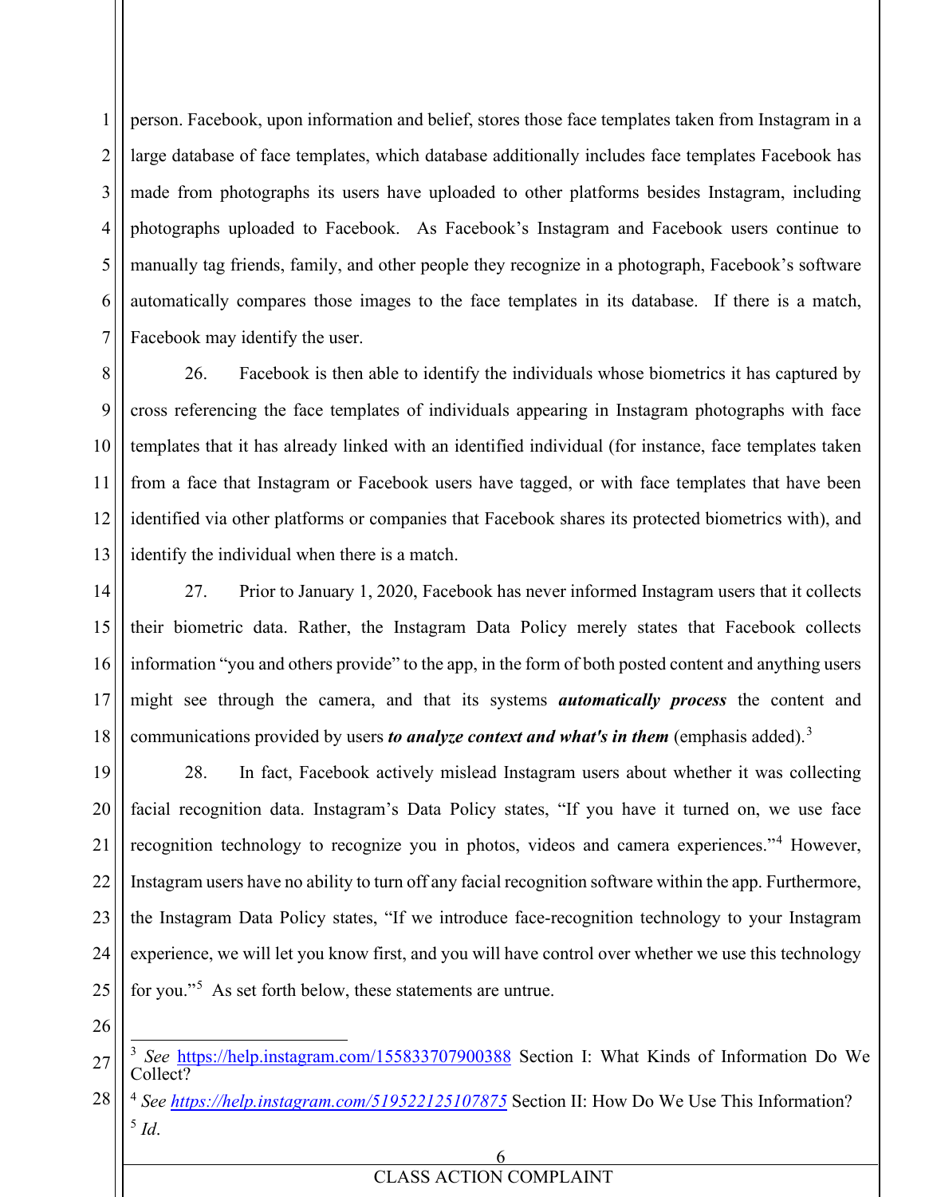person. Facebook, upon information and belief, stores those face templates taken from Instagram in a large database of face templates, which database additionally includes face templates Facebook has made from photographs its users have uploaded to other platforms besides Instagram, including photographs uploaded to Facebook. As Facebook's Instagram and Facebook users continue to manually tag friends, family, and other people they recognize in a photograph, Facebook's software automatically compares those images to the face templates in its database. If there is a match, Facebook may identify the user.

26. Facebook is then able to identify the individuals whose biometrics it has captured by cross referencing the face templates of individuals appearing in Instagram photographs with face templates that it has already linked with an identified individual (for instance, face templates taken from a face that Instagram or Facebook users have tagged, or with face templates that have been identified via other platforms or companies that Facebook shares its protected biometrics with), and identify the individual when there is a match.

27. Prior to January 1, 2020, Facebook has never informed Instagram users that it collects their biometric data. Rather, the Instagram Data Policy merely states that Facebook collects information "you and others provide" to the app, in the form of both posted content and anything users might see through the camera, and that its systems ***automatically process*** the content and communications provided by users ***to analyze context and what's in them*** (emphasis added).[3]

28. In fact, Facebook actively mislead Instagram users about whether it was collecting facial recognition data. Instagram's Data Policy states, "If you have it turned on, we use face recognition technology to recognize you in photos, videos and camera experiences."[4] However, Instagram users have no ability to turn off any facial recognition software within the app. Furthermore, the Instagram Data Policy states, "If we introduce face-recognition technology to your Instagram experience, we will let you know first, and you will have control over whether we use this technology for you."[5] As set forth below, these statements are untrue.

---

[3] *See* https://help.instagram.com/155833707900388 Section I: What Kinds of Information Do We Collect?

[4] *See* *https://help.instagram.com/519522125107875* Section II: How Do We Use This Information?

[5] *Id*.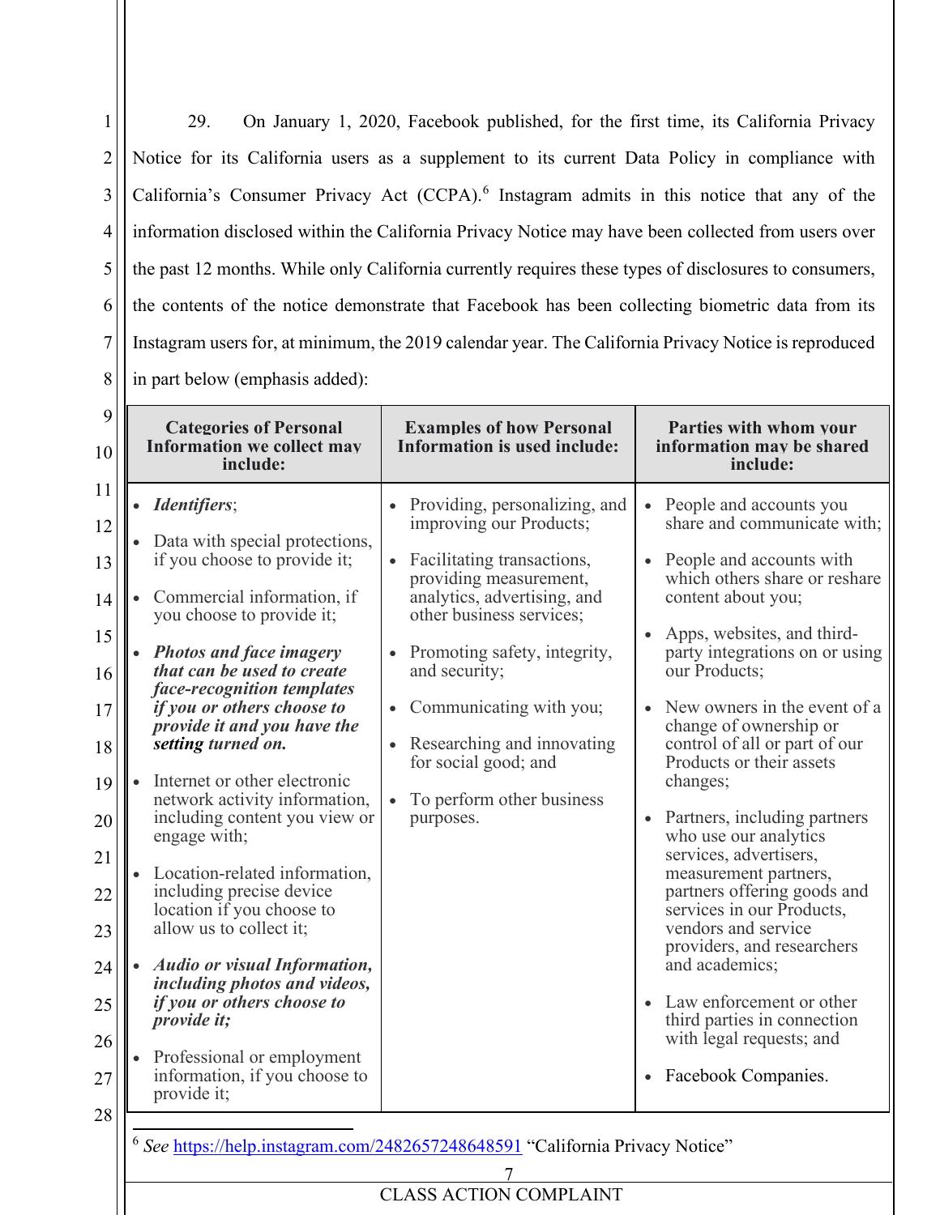29. On January 1, 2020, Facebook published, for the first time, its California Privacy Notice for its California users as a supplement to its current Data Policy in compliance with California's Consumer Privacy Act (CCPA).[6] Instagram admits in this notice that any of the information disclosed within the California Privacy Notice may have been collected from users over the past 12 months. While only California currently requires these types of disclosures to consumers, the contents of the notice demonstrate that Facebook has been collecting biometric data from its Instagram users for, at minimum, the 2019 calendar year. The California Privacy Notice is reproduced in part below (emphasis added):

| Categories of Personal Information we collect may include: | Examples of how Personal Information is used include: | Parties with whom your information may be shared include: |
|---|---|---|
| • ***Identifiers***;<br>• Data with special protections, if you choose to provide it;<br>• Commercial information, if you choose to provide it;<br>• ***Photos and face imagery that can be used to create face-recognition templates if you or others choose to provide it and you have the setting turned on.***<br>• Internet or other electronic network activity information, including content you view or engage with;<br>• Location-related information, including precise device location if you choose to allow us to collect it;<br>• ***Audio or visual Information, including photos and videos, if you or others choose to provide it;***<br>• Professional or employment information, if you choose to provide it; | • Providing, personalizing, and improving our Products;<br>• Facilitating transactions, providing measurement, analytics, advertising, and other business services;<br>• Promoting safety, integrity, and security;<br>• Communicating with you;<br>• Researching and innovating for social good; and<br>• To perform other business purposes. | • People and accounts you share and communicate with;<br>• People and accounts with which others share or reshare content about you;<br>• Apps, websites, and third-party integrations on or using our Products;<br>• New owners in the event of a change of ownership or control of all or part of our Products or their assets changes;<br>• Partners, including partners who use our analytics services, advertisers, measurement partners, partners offering goods and services in our Products, vendors and service providers, and researchers and academics;<br>• Law enforcement or other third parties in connection with legal requests; and<br>• Facebook Companies. |

[6] *See* https://help.instagram.com/2482657248648591 "California Privacy Notice"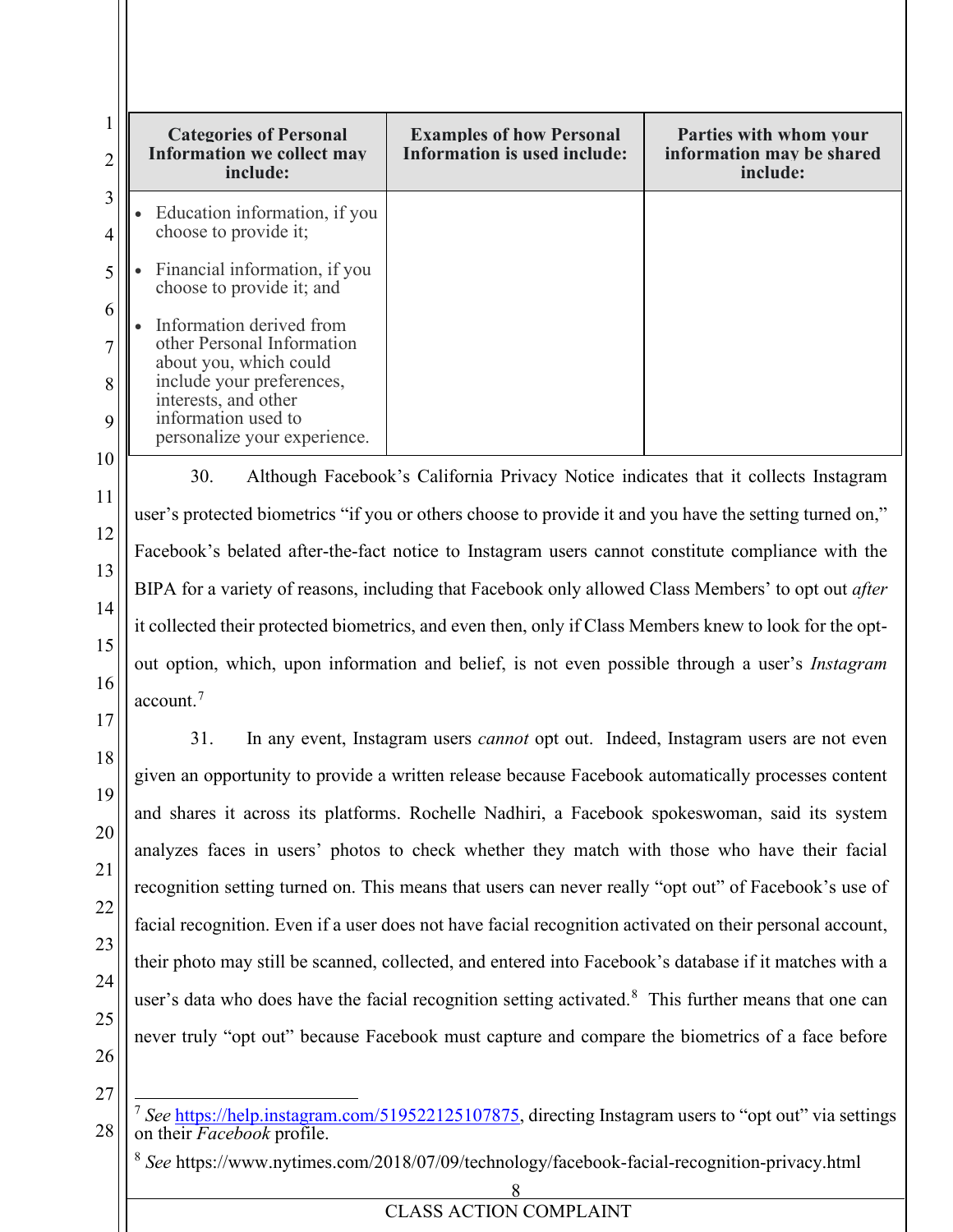| Categories of Personal Information we collect may include: | Examples of how Personal Information is used include: | Parties with whom your information may be shared include: |
| --- | --- | --- |
| • Education information, if you choose to provide it;<br>• Financial information, if you choose to provide it; and<br>• Information derived from other Personal Information about you, which could include your preferences, interests, and other information used to personalize your experience. | | |

30. Although Facebook's California Privacy Notice indicates that it collects Instagram user's protected biometrics "if you or others choose to provide it and you have the setting turned on," Facebook's belated after-the-fact notice to Instagram users cannot constitute compliance with the BIPA for a variety of reasons, including that Facebook only allowed Class Members' to opt out *after* it collected their protected biometrics, and even then, only if Class Members knew to look for the opt-out option, which, upon information and belief, is not even possible through a user's *Instagram* account.[7]

31. In any event, Instagram users *cannot* opt out. Indeed, Instagram users are not even given an opportunity to provide a written release because Facebook automatically processes content and shares it across its platforms. Rochelle Nadhiri, a Facebook spokeswoman, said its system analyzes faces in users' photos to check whether they match with those who have their facial recognition setting turned on. This means that users can never really "opt out" of Facebook's use of facial recognition. Even if a user does not have facial recognition activated on their personal account, their photo may still be scanned, collected, and entered into Facebook's database if it matches with a user's data who does have the facial recognition setting activated.[8] This further means that one can never truly "opt out" because Facebook must capture and compare the biometrics of a face before

---

[7] *See* https://help.instagram.com/519522125107875, directing Instagram users to "opt out" via settings on their *Facebook* profile.

[8] *See* https://www.nytimes.com/2018/07/09/technology/facebook-facial-recognition-privacy.html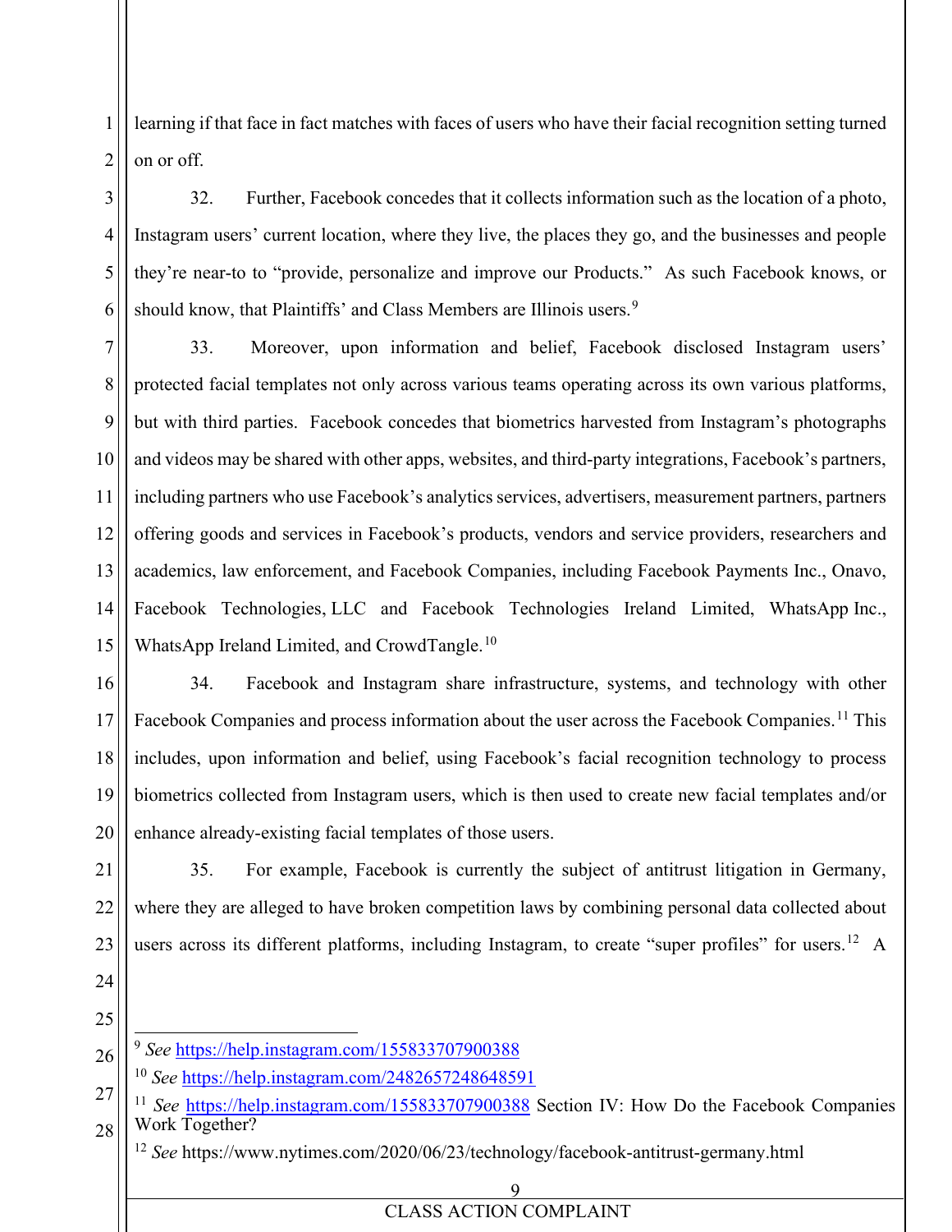learning if that face in fact matches with faces of users who have their facial recognition setting turned on or off.

32. Further, Facebook concedes that it collects information such as the location of a photo, Instagram users' current location, where they live, the places they go, and the businesses and people they're near-to to "provide, personalize and improve our Products." As such Facebook knows, or should know, that Plaintiffs' and Class Members are Illinois users.[9]

33. Moreover, upon information and belief, Facebook disclosed Instagram users' protected facial templates not only across various teams operating across its own various platforms, but with third parties. Facebook concedes that biometrics harvested from Instagram's photographs and videos may be shared with other apps, websites, and third-party integrations, Facebook's partners, including partners who use Facebook's analytics services, advertisers, measurement partners, partners offering goods and services in Facebook's products, vendors and service providers, researchers and academics, law enforcement, and Facebook Companies, including Facebook Payments Inc., Onavo, Facebook Technologies, LLC and Facebook Technologies Ireland Limited, WhatsApp Inc., WhatsApp Ireland Limited, and CrowdTangle.[10]

34. Facebook and Instagram share infrastructure, systems, and technology with other Facebook Companies and process information about the user across the Facebook Companies.[11] This includes, upon information and belief, using Facebook's facial recognition technology to process biometrics collected from Instagram users, which is then used to create new facial templates and/or enhance already-existing facial templates of those users.

35. For example, Facebook is currently the subject of antitrust litigation in Germany, where they are alleged to have broken competition laws by combining personal data collected about users across its different platforms, including Instagram, to create "super profiles" for users.[12] A

---

[9] *See* https://help.instagram.com/155833707900388

[10] *See* https://help.instagram.com/2482657248648591

[11] *See* https://help.instagram.com/155833707900388 Section IV: How Do the Facebook Companies Work Together?

[12] *See* https://www.nytimes.com/2020/06/23/technology/facebook-antitrust-germany.html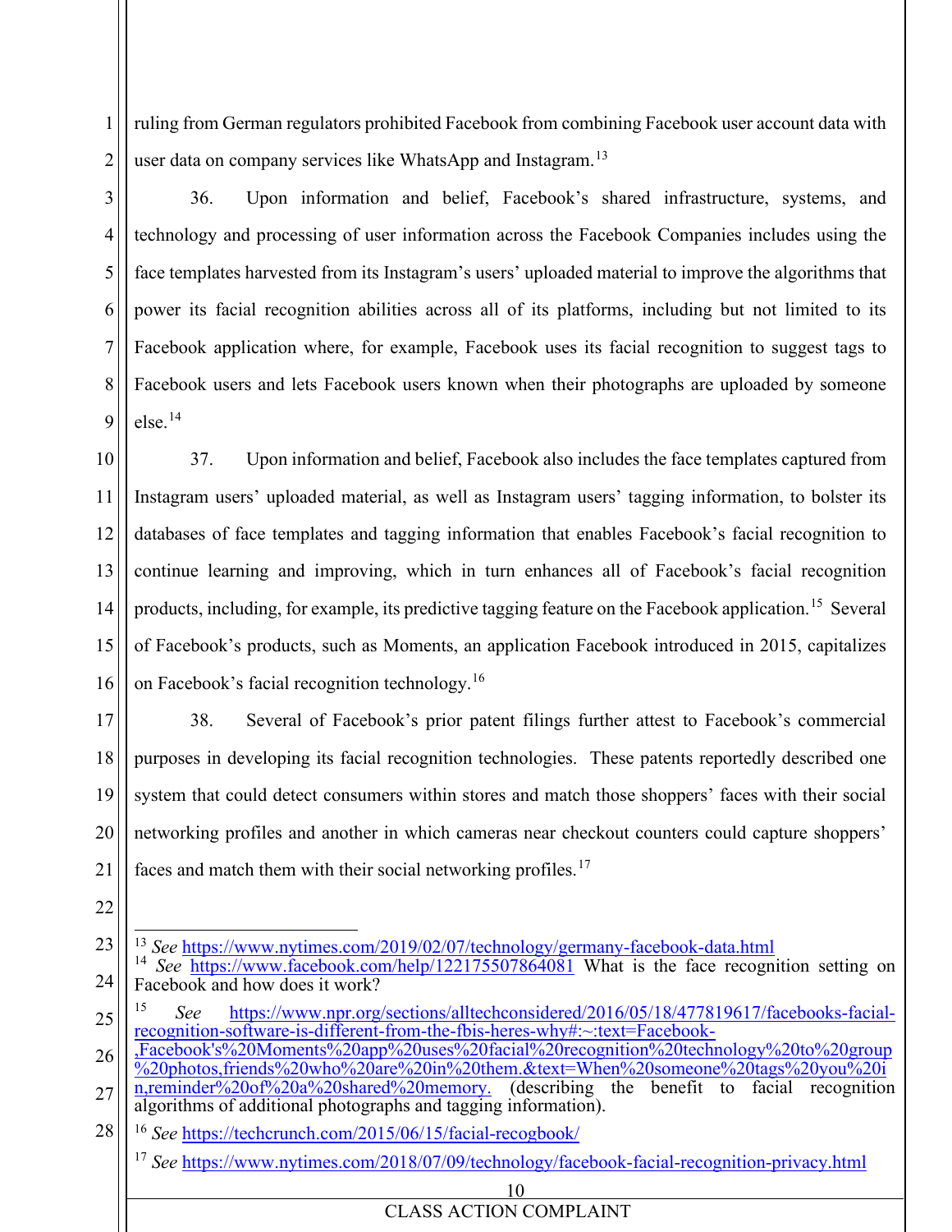ruling from German regulators prohibited Facebook from combining Facebook user account data with user data on company services like WhatsApp and Instagram.[13]

36. Upon information and belief, Facebook's shared infrastructure, systems, and technology and processing of user information across the Facebook Companies includes using the face templates harvested from its Instagram's users' uploaded material to improve the algorithms that power its facial recognition abilities across all of its platforms, including but not limited to its Facebook application where, for example, Facebook uses its facial recognition to suggest tags to Facebook users and lets Facebook users known when their photographs are uploaded by someone else.[14]

37. Upon information and belief, Facebook also includes the face templates captured from Instagram users' uploaded material, as well as Instagram users' tagging information, to bolster its databases of face templates and tagging information that enables Facebook's facial recognition to continue learning and improving, which in turn enhances all of Facebook's facial recognition products, including, for example, its predictive tagging feature on the Facebook application.[15] Several of Facebook's products, such as Moments, an application Facebook introduced in 2015, capitalizes on Facebook's facial recognition technology.[16]

38. Several of Facebook's prior patent filings further attest to Facebook's commercial purposes in developing its facial recognition technologies. These patents reportedly described one system that could detect consumers within stores and match those shoppers' faces with their social networking profiles and another in which cameras near checkout counters could capture shoppers' faces and match them with their social networking profiles.[17]

---

[13] *See* https://www.nytimes.com/2019/02/07/technology/germany-facebook-data.html

[14] *See* https://www.facebook.com/help/122175507864081 What is the face recognition setting on Facebook and how does it work?

[15] *See* https://www.npr.org/sections/alltechconsidered/2016/05/18/477819617/facebooks-facial-recognition-software-is-different-from-the-fbis-heres-why#:~:text=Facebook-,Facebook's%20Moments%20app%20uses%20facial%20recognition%20technology%20to%20group%20photos,friends%20who%20are%20in%20them.&text=When%20someone%20tags%20you%20in,reminder%20of%20a%20shared%20memory. (describing the benefit to facial recognition algorithms of additional photographs and tagging information).

[16] *See* https://techcrunch.com/2015/06/15/facial-recogbook/

[17] *See* https://www.nytimes.com/2018/07/09/technology/facebook-facial-recognition-privacy.html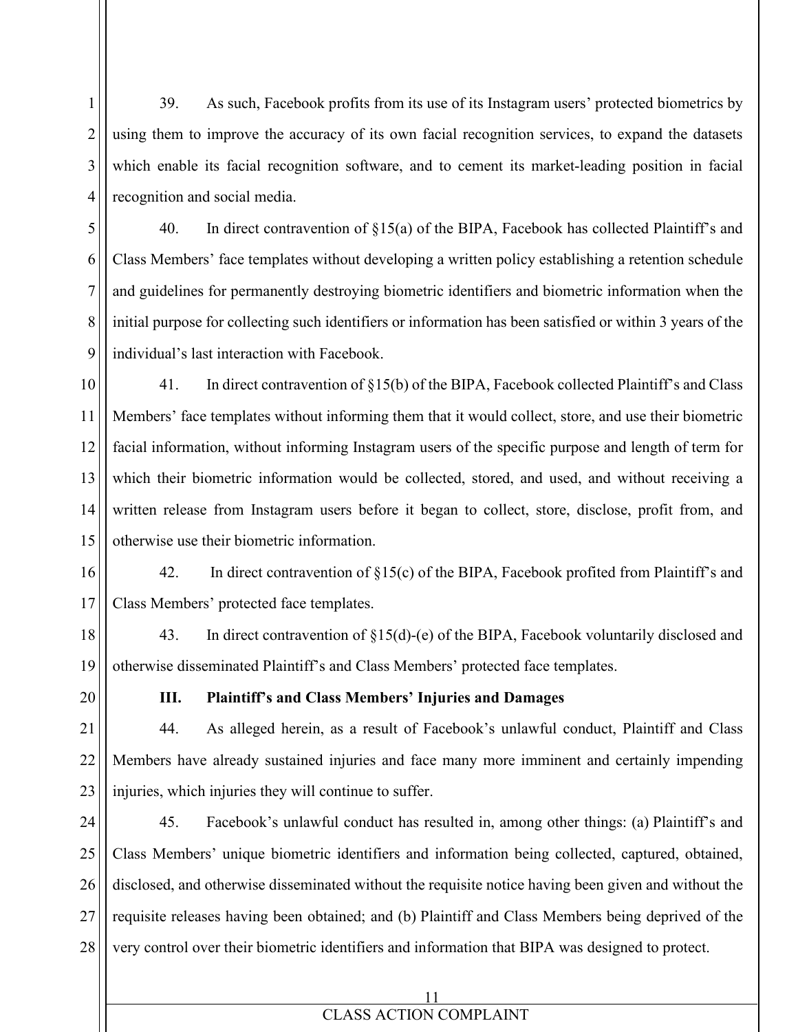39. As such, Facebook profits from its use of its Instagram users' protected biometrics by using them to improve the accuracy of its own facial recognition services, to expand the datasets which enable its facial recognition software, and to cement its market-leading position in facial recognition and social media.

40. In direct contravention of §15(a) of the BIPA, Facebook has collected Plaintiff's and Class Members' face templates without developing a written policy establishing a retention schedule and guidelines for permanently destroying biometric identifiers and biometric information when the initial purpose for collecting such identifiers or information has been satisfied or within 3 years of the individual's last interaction with Facebook.

41. In direct contravention of §15(b) of the BIPA, Facebook collected Plaintiff's and Class Members' face templates without informing them that it would collect, store, and use their biometric facial information, without informing Instagram users of the specific purpose and length of term for which their biometric information would be collected, stored, and used, and without receiving a written release from Instagram users before it began to collect, store, disclose, profit from, and otherwise use their biometric information.

42. In direct contravention of §15(c) of the BIPA, Facebook profited from Plaintiff's and Class Members' protected face templates.

43. In direct contravention of §15(d)-(e) of the BIPA, Facebook voluntarily disclosed and otherwise disseminated Plaintiff's and Class Members' protected face templates.

### III. Plaintiff's and Class Members' Injuries and Damages

44. As alleged herein, as a result of Facebook's unlawful conduct, Plaintiff and Class Members have already sustained injuries and face many more imminent and certainly impending injuries, which injuries they will continue to suffer.

45. Facebook's unlawful conduct has resulted in, among other things: (a) Plaintiff's and Class Members' unique biometric identifiers and information being collected, captured, obtained, disclosed, and otherwise disseminated without the requisite notice having been given and without the requisite releases having been obtained; and (b) Plaintiff and Class Members being deprived of the very control over their biometric identifiers and information that BIPA was designed to protect.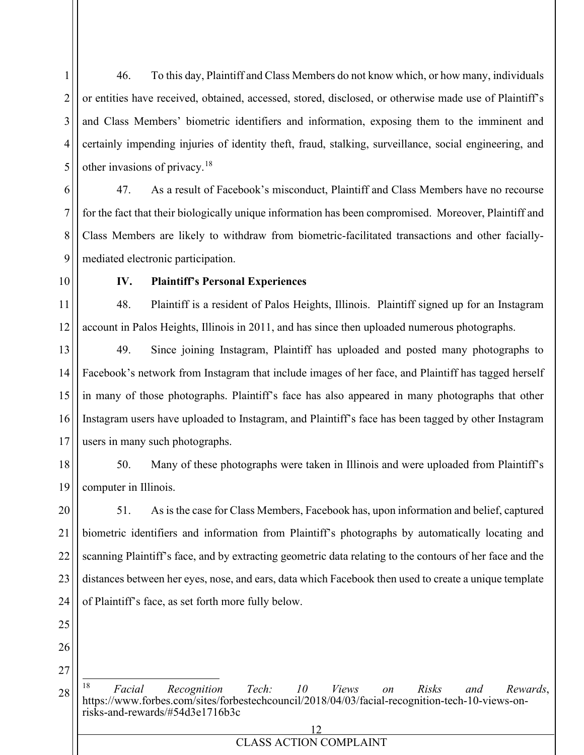46. To this day, Plaintiff and Class Members do not know which, or how many, individuals or entities have received, obtained, accessed, stored, disclosed, or otherwise made use of Plaintiff's and Class Members' biometric identifiers and information, exposing them to the imminent and certainly impending injuries of identity theft, fraud, stalking, surveillance, social engineering, and other invasions of privacy.[18]

47. As a result of Facebook's misconduct, Plaintiff and Class Members have no recourse for the fact that their biologically unique information has been compromised. Moreover, Plaintiff and Class Members are likely to withdraw from biometric-facilitated transactions and other facially-mediated electronic participation.

### IV. Plaintiff's Personal Experiences

48. Plaintiff is a resident of Palos Heights, Illinois. Plaintiff signed up for an Instagram account in Palos Heights, Illinois in 2011, and has since then uploaded numerous photographs.

49. Since joining Instagram, Plaintiff has uploaded and posted many photographs to Facebook's network from Instagram that include images of her face, and Plaintiff has tagged herself in many of those photographs. Plaintiff's face has also appeared in many photographs that other Instagram users have uploaded to Instagram, and Plaintiff's face has been tagged by other Instagram users in many such photographs.

50. Many of these photographs were taken in Illinois and were uploaded from Plaintiff's computer in Illinois.

51. As is the case for Class Members, Facebook has, upon information and belief, captured biometric identifiers and information from Plaintiff's photographs by automatically locating and scanning Plaintiff's face, and by extracting geometric data relating to the contours of her face and the distances between her eyes, nose, and ears, data which Facebook then used to create a unique template of Plaintiff's face, as set forth more fully below.

---

[18] *Facial Recognition Tech: 10 Views on Risks and Rewards*, https://www.forbes.com/sites/forbestechcouncil/2018/04/03/facial-recognition-tech-10-views-on-risks-and-rewards/#54d3e1716b3c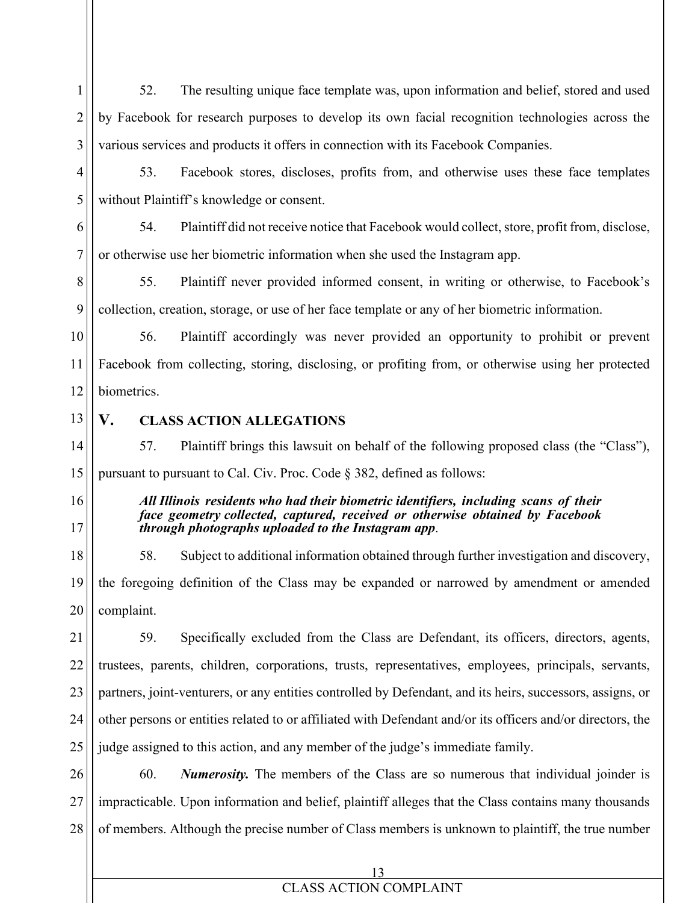52. The resulting unique face template was, upon information and belief, stored and used by Facebook for research purposes to develop its own facial recognition technologies across the various services and products it offers in connection with its Facebook Companies.

53. Facebook stores, discloses, profits from, and otherwise uses these face templates without Plaintiff's knowledge or consent.

54. Plaintiff did not receive notice that Facebook would collect, store, profit from, disclose, or otherwise use her biometric information when she used the Instagram app.

55. Plaintiff never provided informed consent, in writing or otherwise, to Facebook's collection, creation, storage, or use of her face template or any of her biometric information.

56. Plaintiff accordingly was never provided an opportunity to prohibit or prevent Facebook from collecting, storing, disclosing, or profiting from, or otherwise using her protected biometrics.

## V. CLASS ACTION ALLEGATIONS

57. Plaintiff brings this lawsuit on behalf of the following proposed class (the "Class"), pursuant to pursuant to Cal. Civ. Proc. Code § 382, defined as follows:

> ***All Illinois residents who had their biometric identifiers, including scans of their face geometry collected, captured, received or otherwise obtained by Facebook through photographs uploaded to the Instagram app.***

58. Subject to additional information obtained through further investigation and discovery, the foregoing definition of the Class may be expanded or narrowed by amendment or amended complaint.

59. Specifically excluded from the Class are Defendant, its officers, directors, agents, trustees, parents, children, corporations, trusts, representatives, employees, principals, servants, partners, joint-venturers, or any entities controlled by Defendant, and its heirs, successors, assigns, or other persons or entities related to or affiliated with Defendant and/or its officers and/or directors, the judge assigned to this action, and any member of the judge's immediate family.

60. ***Numerosity.*** The members of the Class are so numerous that individual joinder is impracticable. Upon information and belief, plaintiff alleges that the Class contains many thousands of members. Although the precise number of Class members is unknown to plaintiff, the true number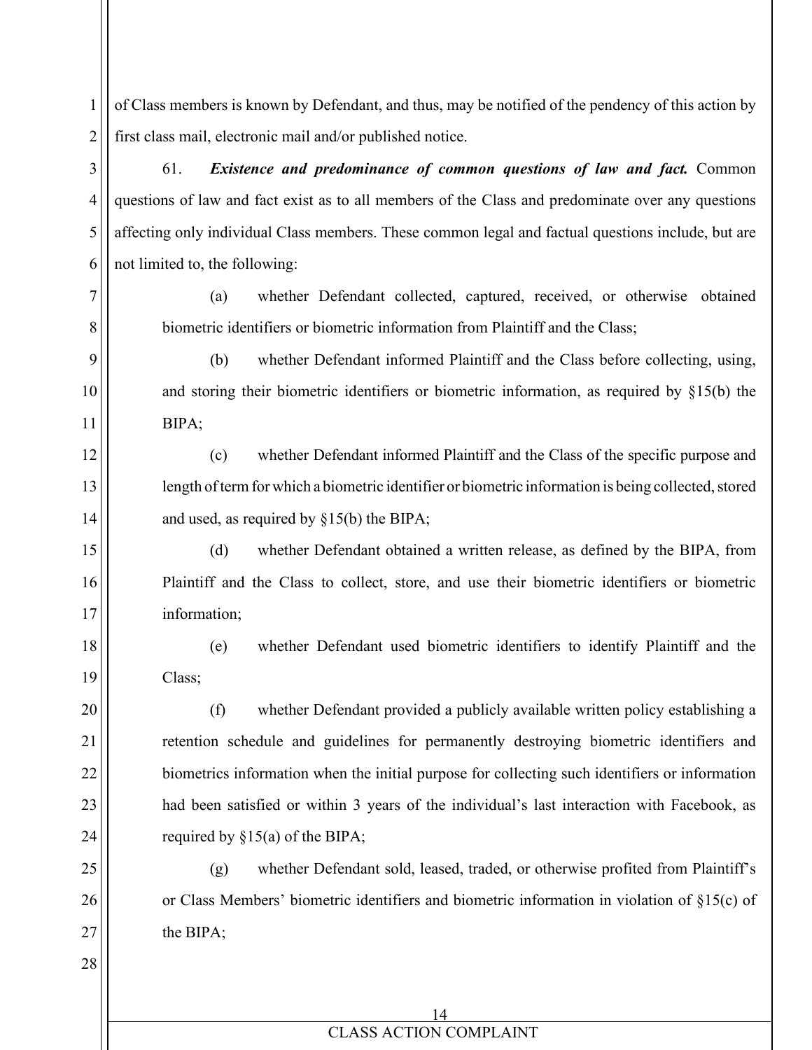of Class members is known by Defendant, and thus, may be notified of the pendency of this action by first class mail, electronic mail and/or published notice.

61. ***Existence and predominance of common questions of law and fact.*** Common questions of law and fact exist as to all members of the Class and predominate over any questions affecting only individual Class members. These common legal and factual questions include, but are not limited to, the following:

(a) whether Defendant collected, captured, received, or otherwise obtained biometric identifiers or biometric information from Plaintiff and the Class;

(b) whether Defendant informed Plaintiff and the Class before collecting, using, and storing their biometric identifiers or biometric information, as required by §15(b) the BIPA;

(c) whether Defendant informed Plaintiff and the Class of the specific purpose and length of term for which a biometric identifier or biometric information is being collected, stored and used, as required by §15(b) the BIPA;

(d) whether Defendant obtained a written release, as defined by the BIPA, from Plaintiff and the Class to collect, store, and use their biometric identifiers or biometric information;

(e) whether Defendant used biometric identifiers to identify Plaintiff and the Class;

(f) whether Defendant provided a publicly available written policy establishing a retention schedule and guidelines for permanently destroying biometric identifiers and biometrics information when the initial purpose for collecting such identifiers or information had been satisfied or within 3 years of the individual's last interaction with Facebook, as required by §15(a) of the BIPA;

(g) whether Defendant sold, leased, traded, or otherwise profited from Plaintiff's or Class Members' biometric identifiers and biometric information in violation of §15(c) of the BIPA;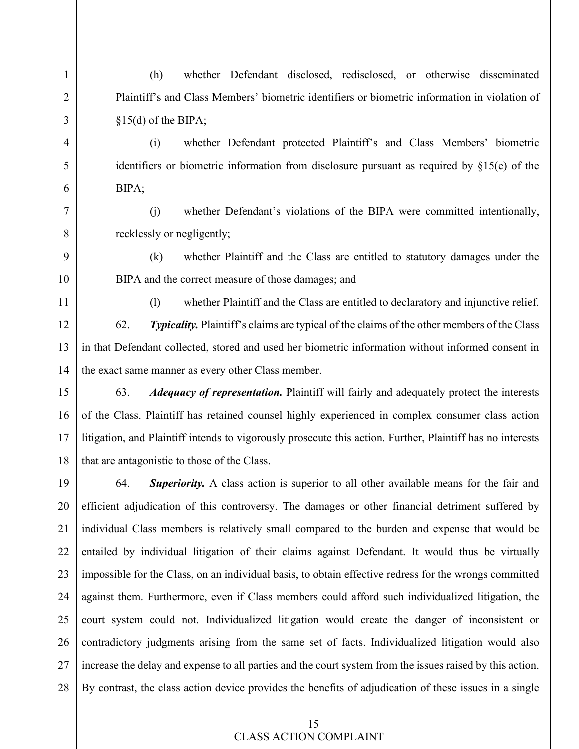(h) whether Defendant disclosed, redisclosed, or otherwise disseminated Plaintiff's and Class Members' biometric identifiers or biometric information in violation of §15(d) of the BIPA;

(i) whether Defendant protected Plaintiff's and Class Members' biometric identifiers or biometric information from disclosure pursuant as required by §15(e) of the BIPA;

(j) whether Defendant's violations of the BIPA were committed intentionally, recklessly or negligently;

(k) whether Plaintiff and the Class are entitled to statutory damages under the BIPA and the correct measure of those damages; and

(l) whether Plaintiff and the Class are entitled to declaratory and injunctive relief.

62. ***Typicality.*** Plaintiff's claims are typical of the claims of the other members of the Class in that Defendant collected, stored and used her biometric information without informed consent in the exact same manner as every other Class member.

63. ***Adequacy of representation.*** Plaintiff will fairly and adequately protect the interests of the Class. Plaintiff has retained counsel highly experienced in complex consumer class action litigation, and Plaintiff intends to vigorously prosecute this action. Further, Plaintiff has no interests that are antagonistic to those of the Class.

64. ***Superiority.*** A class action is superior to all other available means for the fair and efficient adjudication of this controversy. The damages or other financial detriment suffered by individual Class members is relatively small compared to the burden and expense that would be entailed by individual litigation of their claims against Defendant. It would thus be virtually impossible for the Class, on an individual basis, to obtain effective redress for the wrongs committed against them. Furthermore, even if Class members could afford such individualized litigation, the court system could not. Individualized litigation would create the danger of inconsistent or contradictory judgments arising from the same set of facts. Individualized litigation would also increase the delay and expense to all parties and the court system from the issues raised by this action. By contrast, the class action device provides the benefits of adjudication of these issues in a single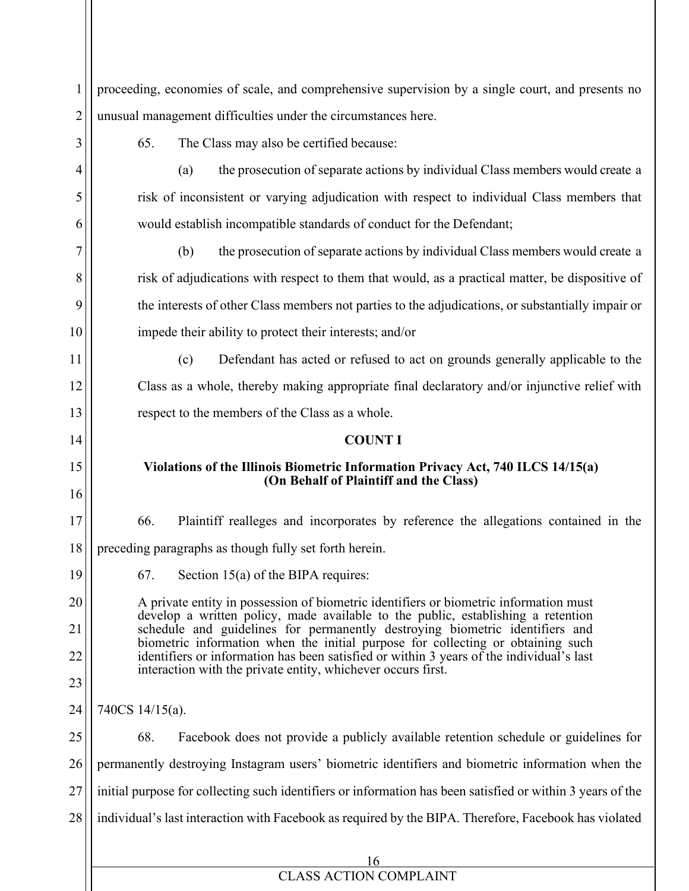proceeding, economies of scale, and comprehensive supervision by a single court, and presents no unusual management difficulties under the circumstances here.

65. The Class may also be certified because:

(a) the prosecution of separate actions by individual Class members would create a risk of inconsistent or varying adjudication with respect to individual Class members that would establish incompatible standards of conduct for the Defendant;

(b) the prosecution of separate actions by individual Class members would create a risk of adjudications with respect to them that would, as a practical matter, be dispositive of the interests of other Class members not parties to the adjudications, or substantially impair or impede their ability to protect their interests; and/or

(c) Defendant has acted or refused to act on grounds generally applicable to the Class as a whole, thereby making appropriate final declaratory and/or injunctive relief with respect to the members of the Class as a whole.

**COUNT I**

**Violations of the Illinois Biometric Information Privacy Act, 740 ILCS 14/15(a)**
**(On Behalf of Plaintiff and the Class)**

66. Plaintiff realleges and incorporates by reference the allegations contained in the preceding paragraphs as though fully set forth herein.

67. Section 15(a) of the BIPA requires:

> A private entity in possession of biometric identifiers or biometric information must develop a written policy, made available to the public, establishing a retention schedule and guidelines for permanently destroying biometric identifiers and biometric information when the initial purpose for collecting or obtaining such identifiers or information has been satisfied or within 3 years of the individual's last interaction with the private entity, whichever occurs first.

740CS 14/15(a).

68. Facebook does not provide a publicly available retention schedule or guidelines for permanently destroying Instagram users' biometric identifiers and biometric information when the initial purpose for collecting such identifiers or information has been satisfied or within 3 years of the individual's last interaction with Facebook as required by the BIPA. Therefore, Facebook has violated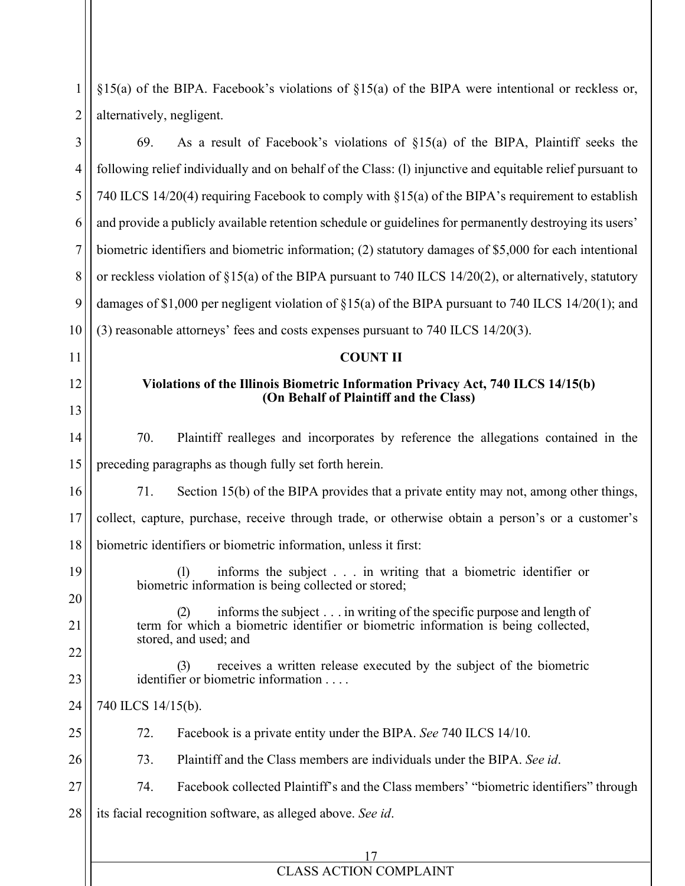§15(a) of the BIPA. Facebook's violations of §15(a) of the BIPA were intentional or reckless or, alternatively, negligent.

69. As a result of Facebook's violations of §15(a) of the BIPA, Plaintiff seeks the following relief individually and on behalf of the Class: (l) injunctive and equitable relief pursuant to 740 ILCS 14/20(4) requiring Facebook to comply with §15(a) of the BIPA's requirement to establish and provide a publicly available retention schedule or guidelines for permanently destroying its users' biometric identifiers and biometric information; (2) statutory damages of $5,000 for each intentional or reckless violation of §15(a) of the BIPA pursuant to 740 ILCS 14/20(2), or alternatively, statutory damages of $1,000 per negligent violation of §15(a) of the BIPA pursuant to 740 ILCS 14/20(1); and (3) reasonable attorneys' fees and costs expenses pursuant to 740 ILCS 14/20(3).

**COUNT II**

**Violations of the Illinois Biometric Information Privacy Act, 740 ILCS 14/15(b)**
**(On Behalf of Plaintiff and the Class)**

70. Plaintiff realleges and incorporates by reference the allegations contained in the preceding paragraphs as though fully set forth herein.

71. Section 15(b) of the BIPA provides that a private entity may not, among other things, collect, capture, purchase, receive through trade, or otherwise obtain a person's or a customer's biometric identifiers or biometric information, unless it first:

> (l) informs the subject . . . in writing that a biometric identifier or biometric information is being collected or stored;
>
> (2) informs the subject . . . in writing of the specific purpose and length of term for which a biometric identifier or biometric information is being collected, stored, and used; and
>
> (3) receives a written release executed by the subject of the biometric identifier or biometric information . . . .

740 ILCS 14/15(b).

72. Facebook is a private entity under the BIPA. *See* 740 ILCS 14/10.

73. Plaintiff and the Class members are individuals under the BIPA. *See id*.

74. Facebook collected Plaintiff's and the Class members' "biometric identifiers" through its facial recognition software, as alleged above. *See id*.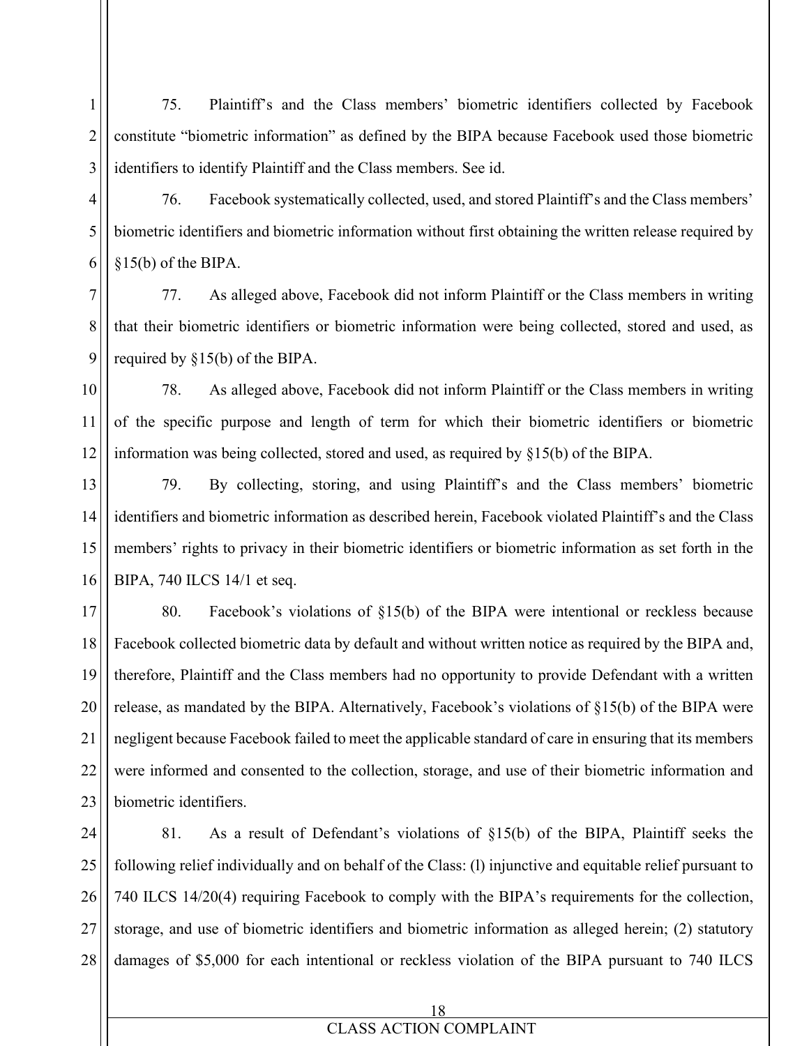75. Plaintiff's and the Class members' biometric identifiers collected by Facebook constitute "biometric information" as defined by the BIPA because Facebook used those biometric identifiers to identify Plaintiff and the Class members. See id.

76. Facebook systematically collected, used, and stored Plaintiff's and the Class members' biometric identifiers and biometric information without first obtaining the written release required by §15(b) of the BIPA.

77. As alleged above, Facebook did not inform Plaintiff or the Class members in writing that their biometric identifiers or biometric information were being collected, stored and used, as required by §15(b) of the BIPA.

78. As alleged above, Facebook did not inform Plaintiff or the Class members in writing of the specific purpose and length of term for which their biometric identifiers or biometric information was being collected, stored and used, as required by §15(b) of the BIPA.

79. By collecting, storing, and using Plaintiff's and the Class members' biometric identifiers and biometric information as described herein, Facebook violated Plaintiff's and the Class members' rights to privacy in their biometric identifiers or biometric information as set forth in the BIPA, 740 ILCS 14/1 et seq.

80. Facebook's violations of §15(b) of the BIPA were intentional or reckless because Facebook collected biometric data by default and without written notice as required by the BIPA and, therefore, Plaintiff and the Class members had no opportunity to provide Defendant with a written release, as mandated by the BIPA. Alternatively, Facebook's violations of §15(b) of the BIPA were negligent because Facebook failed to meet the applicable standard of care in ensuring that its members were informed and consented to the collection, storage, and use of their biometric information and biometric identifiers.

81. As a result of Defendant's violations of §15(b) of the BIPA, Plaintiff seeks the following relief individually and on behalf of the Class: (l) injunctive and equitable relief pursuant to 740 ILCS 14/20(4) requiring Facebook to comply with the BIPA's requirements for the collection, storage, and use of biometric identifiers and biometric information as alleged herein; (2) statutory damages of $5,000 for each intentional or reckless violation of the BIPA pursuant to 740 ILCS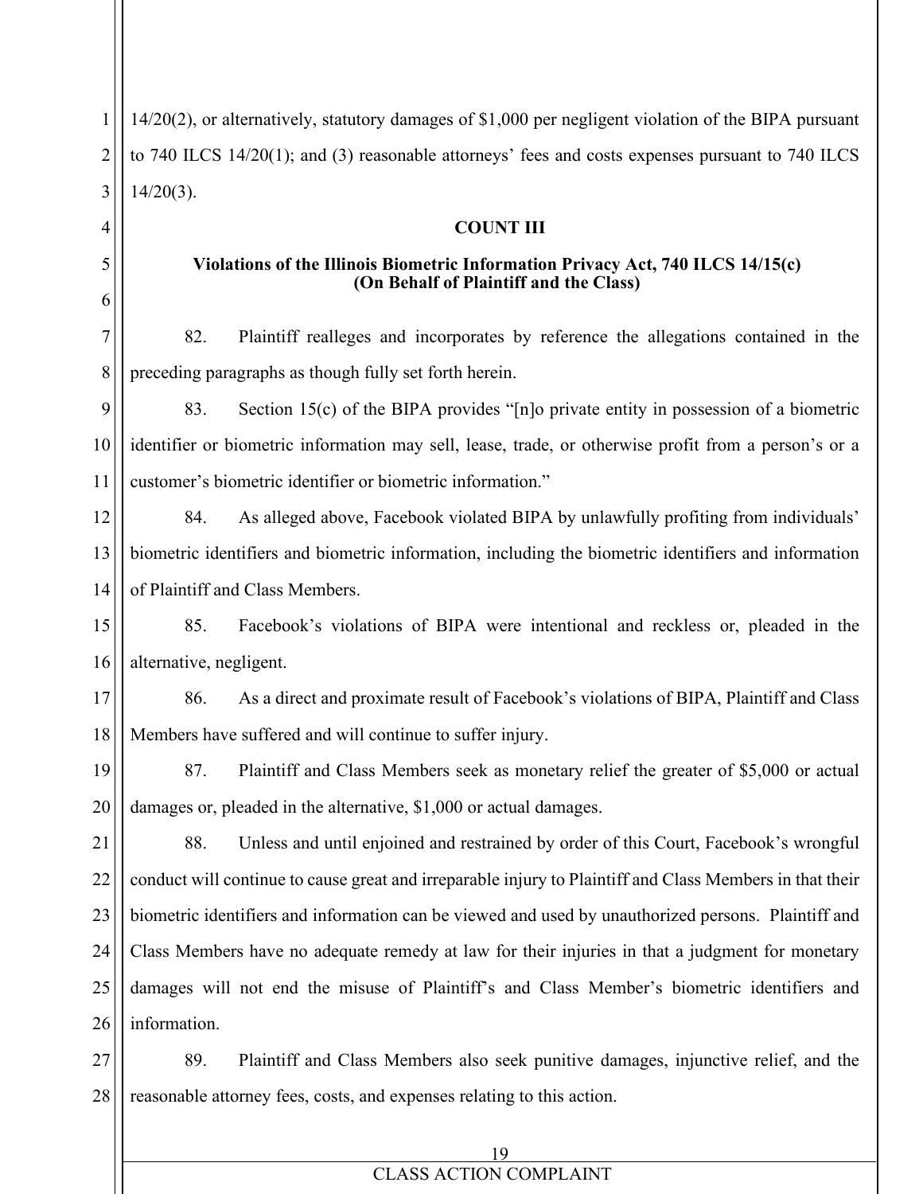14/20(2), or alternatively, statutory damages of $1,000 per negligent violation of the BIPA pursuant to 740 ILCS 14/20(1); and (3) reasonable attorneys' fees and costs expenses pursuant to 740 ILCS 14/20(3).

**COUNT III**

**Violations of the Illinois Biometric Information Privacy Act, 740 ILCS 14/15(c)**
**(On Behalf of Plaintiff and the Class)**

82. Plaintiff realleges and incorporates by reference the allegations contained in the preceding paragraphs as though fully set forth herein.

83. Section 15(c) of the BIPA provides "[n]o private entity in possession of a biometric identifier or biometric information may sell, lease, trade, or otherwise profit from a person's or a customer's biometric identifier or biometric information."

84. As alleged above, Facebook violated BIPA by unlawfully profiting from individuals' biometric identifiers and biometric information, including the biometric identifiers and information of Plaintiff and Class Members.

85. Facebook's violations of BIPA were intentional and reckless or, pleaded in the alternative, negligent.

86. As a direct and proximate result of Facebook's violations of BIPA, Plaintiff and Class Members have suffered and will continue to suffer injury.

87. Plaintiff and Class Members seek as monetary relief the greater of $5,000 or actual damages or, pleaded in the alternative, $1,000 or actual damages.

88. Unless and until enjoined and restrained by order of this Court, Facebook's wrongful conduct will continue to cause great and irreparable injury to Plaintiff and Class Members in that their biometric identifiers and information can be viewed and used by unauthorized persons. Plaintiff and Class Members have no adequate remedy at law for their injuries in that a judgment for monetary damages will not end the misuse of Plaintiff's and Class Member's biometric identifiers and information.

89. Plaintiff and Class Members also seek punitive damages, injunctive relief, and the reasonable attorney fees, costs, and expenses relating to this action.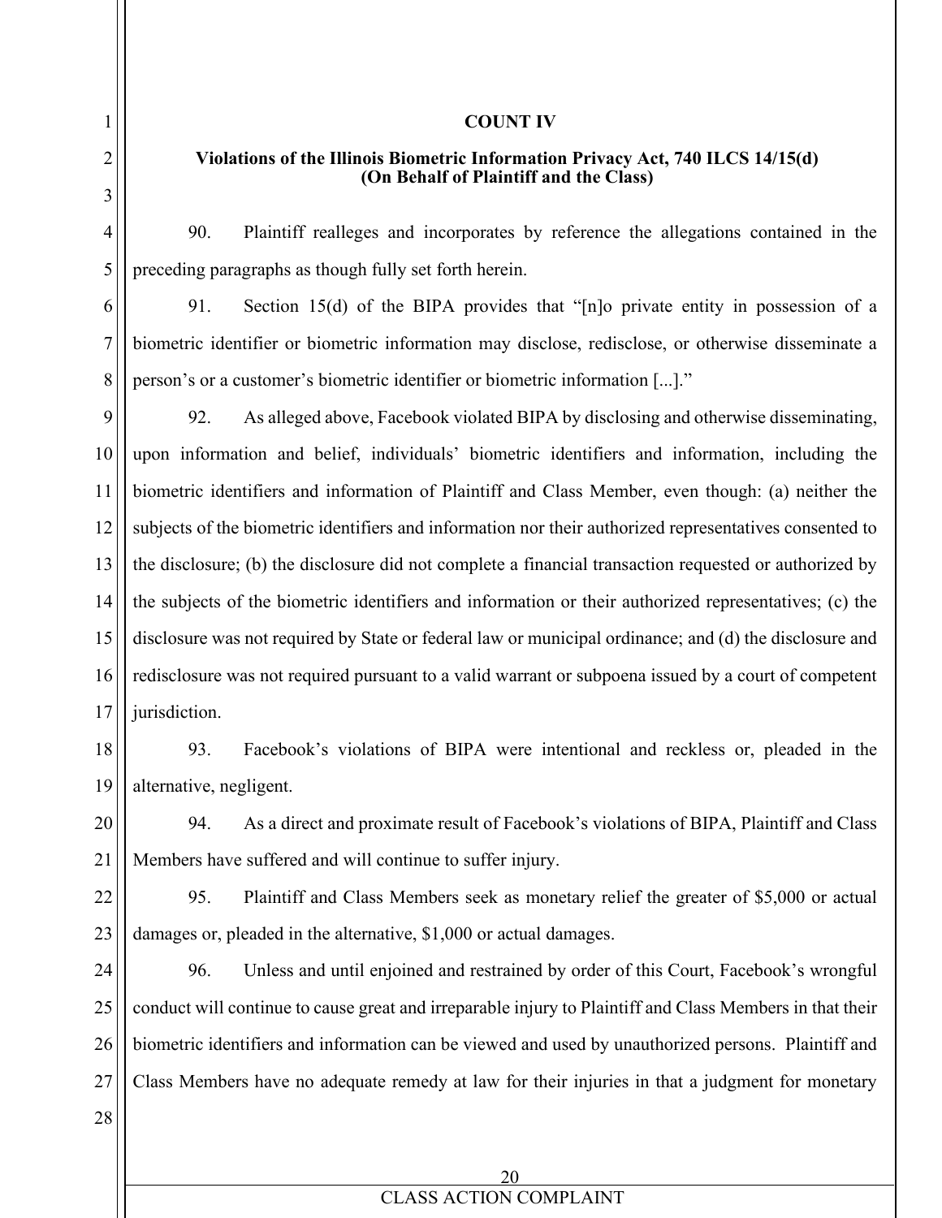**COUNT IV**

**Violations of the Illinois Biometric Information Privacy Act, 740 ILCS 14/15(d)**
**(On Behalf of Plaintiff and the Class)**

90. Plaintiff realleges and incorporates by reference the allegations contained in the preceding paragraphs as though fully set forth herein.

91. Section 15(d) of the BIPA provides that "[n]o private entity in possession of a biometric identifier or biometric information may disclose, redisclose, or otherwise disseminate a person's or a customer's biometric identifier or biometric information [...]."

92. As alleged above, Facebook violated BIPA by disclosing and otherwise disseminating, upon information and belief, individuals' biometric identifiers and information, including the biometric identifiers and information of Plaintiff and Class Member, even though: (a) neither the subjects of the biometric identifiers and information nor their authorized representatives consented to the disclosure; (b) the disclosure did not complete a financial transaction requested or authorized by the subjects of the biometric identifiers and information or their authorized representatives; (c) the disclosure was not required by State or federal law or municipal ordinance; and (d) the disclosure and redisclosure was not required pursuant to a valid warrant or subpoena issued by a court of competent jurisdiction.

93. Facebook's violations of BIPA were intentional and reckless or, pleaded in the alternative, negligent.

94. As a direct and proximate result of Facebook's violations of BIPA, Plaintiff and Class Members have suffered and will continue to suffer injury.

95. Plaintiff and Class Members seek as monetary relief the greater of $5,000 or actual damages or, pleaded in the alternative, $1,000 or actual damages.

96. Unless and until enjoined and restrained by order of this Court, Facebook's wrongful conduct will continue to cause great and irreparable injury to Plaintiff and Class Members in that their biometric identifiers and information can be viewed and used by unauthorized persons. Plaintiff and Class Members have no adequate remedy at law for their injuries in that a judgment for monetary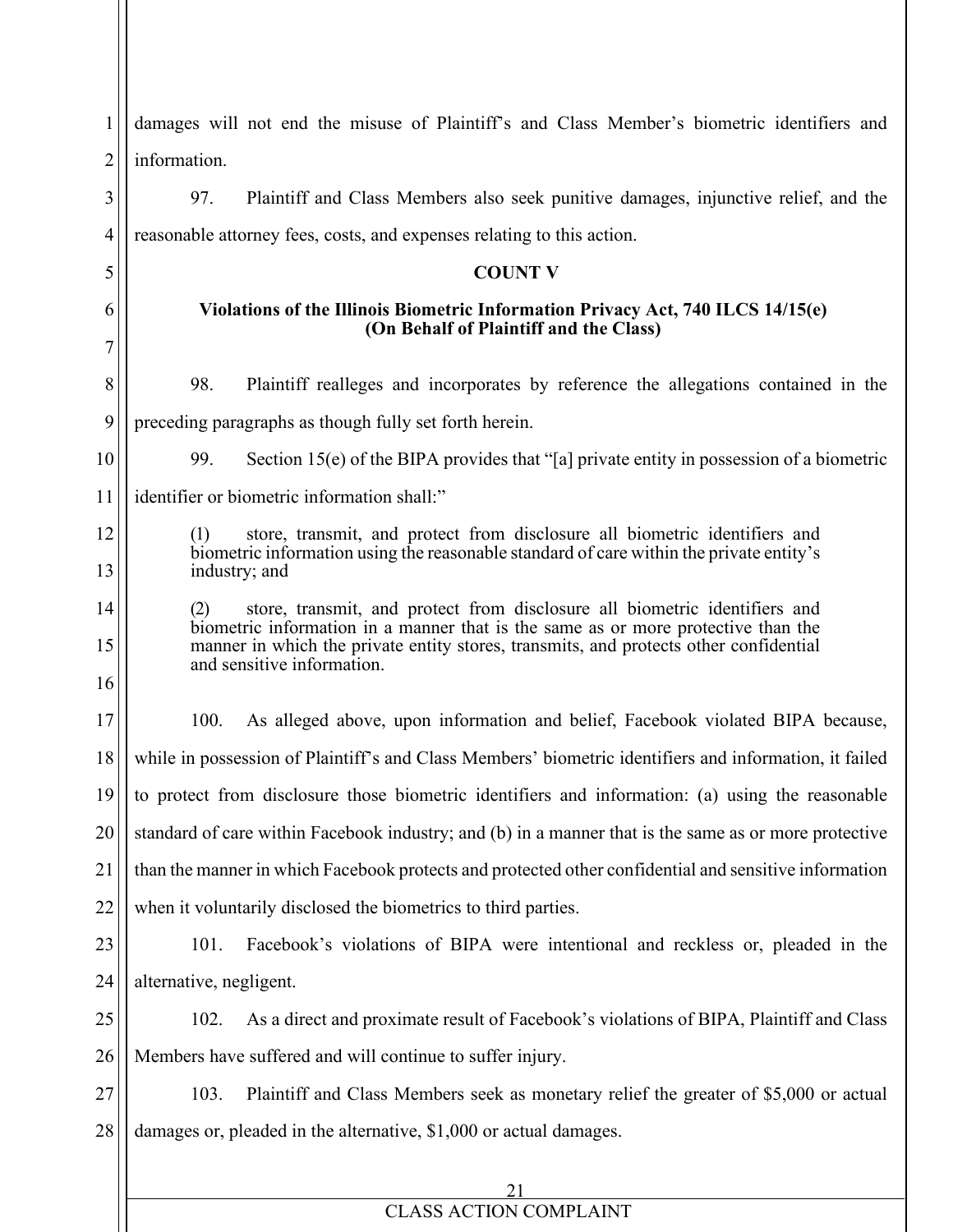damages will not end the misuse of Plaintiff's and Class Member's biometric identifiers and information.

97. Plaintiff and Class Members also seek punitive damages, injunctive relief, and the reasonable attorney fees, costs, and expenses relating to this action.

**COUNT V**

**Violations of the Illinois Biometric Information Privacy Act, 740 ILCS 14/15(e)
(On Behalf of Plaintiff and the Class)**

98. Plaintiff realleges and incorporates by reference the allegations contained in the preceding paragraphs as though fully set forth herein.

99. Section 15(e) of the BIPA provides that "[a] private entity in possession of a biometric identifier or biometric information shall:"

> (1) store, transmit, and protect from disclosure all biometric identifiers and biometric information using the reasonable standard of care within the private entity's industry; and
>
> (2) store, transmit, and protect from disclosure all biometric identifiers and biometric information in a manner that is the same as or more protective than the manner in which the private entity stores, transmits, and protects other confidential and sensitive information.

100. As alleged above, upon information and belief, Facebook violated BIPA because, while in possession of Plaintiff's and Class Members' biometric identifiers and information, it failed to protect from disclosure those biometric identifiers and information: (a) using the reasonable standard of care within Facebook industry; and (b) in a manner that is the same as or more protective than the manner in which Facebook protects and protected other confidential and sensitive information when it voluntarily disclosed the biometrics to third parties.

101. Facebook's violations of BIPA were intentional and reckless or, pleaded in the alternative, negligent.

102. As a direct and proximate result of Facebook's violations of BIPA, Plaintiff and Class Members have suffered and will continue to suffer injury.

103. Plaintiff and Class Members seek as monetary relief the greater of $5,000 or actual damages or, pleaded in the alternative, $1,000 or actual damages.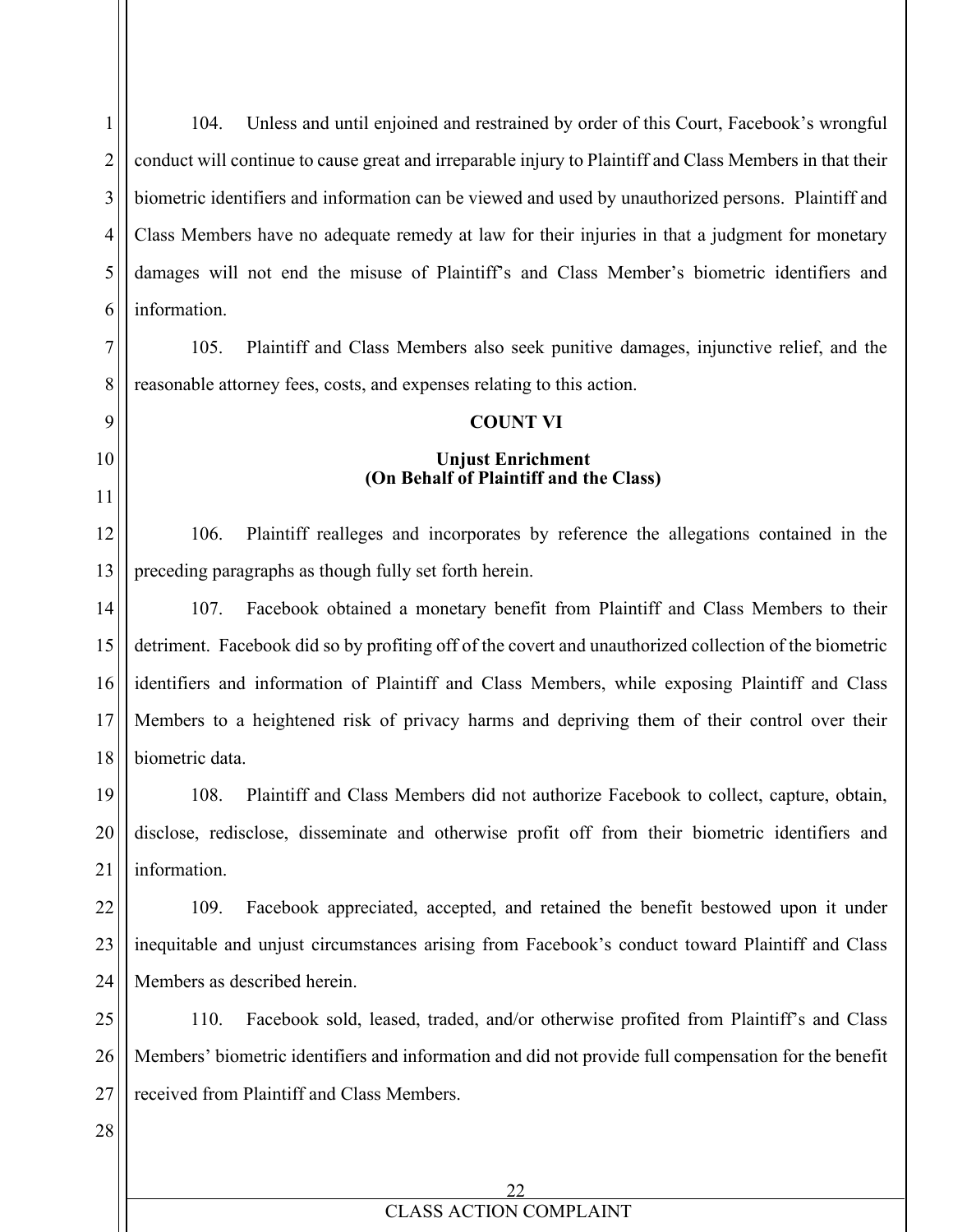104. Unless and until enjoined and restrained by order of this Court, Facebook's wrongful conduct will continue to cause great and irreparable injury to Plaintiff and Class Members in that their biometric identifiers and information can be viewed and used by unauthorized persons. Plaintiff and Class Members have no adequate remedy at law for their injuries in that a judgment for monetary damages will not end the misuse of Plaintiff's and Class Member's biometric identifiers and information.

105. Plaintiff and Class Members also seek punitive damages, injunctive relief, and the reasonable attorney fees, costs, and expenses relating to this action.

**COUNT VI**

**Unjust Enrichment**
**(On Behalf of Plaintiff and the Class)**

106. Plaintiff realleges and incorporates by reference the allegations contained in the preceding paragraphs as though fully set forth herein.

107. Facebook obtained a monetary benefit from Plaintiff and Class Members to their detriment. Facebook did so by profiting off of the covert and unauthorized collection of the biometric identifiers and information of Plaintiff and Class Members, while exposing Plaintiff and Class Members to a heightened risk of privacy harms and depriving them of their control over their biometric data.

108. Plaintiff and Class Members did not authorize Facebook to collect, capture, obtain, disclose, redisclose, disseminate and otherwise profit off from their biometric identifiers and information.

109. Facebook appreciated, accepted, and retained the benefit bestowed upon it under inequitable and unjust circumstances arising from Facebook's conduct toward Plaintiff and Class Members as described herein.

110. Facebook sold, leased, traded, and/or otherwise profited from Plaintiff's and Class Members' biometric identifiers and information and did not provide full compensation for the benefit received from Plaintiff and Class Members.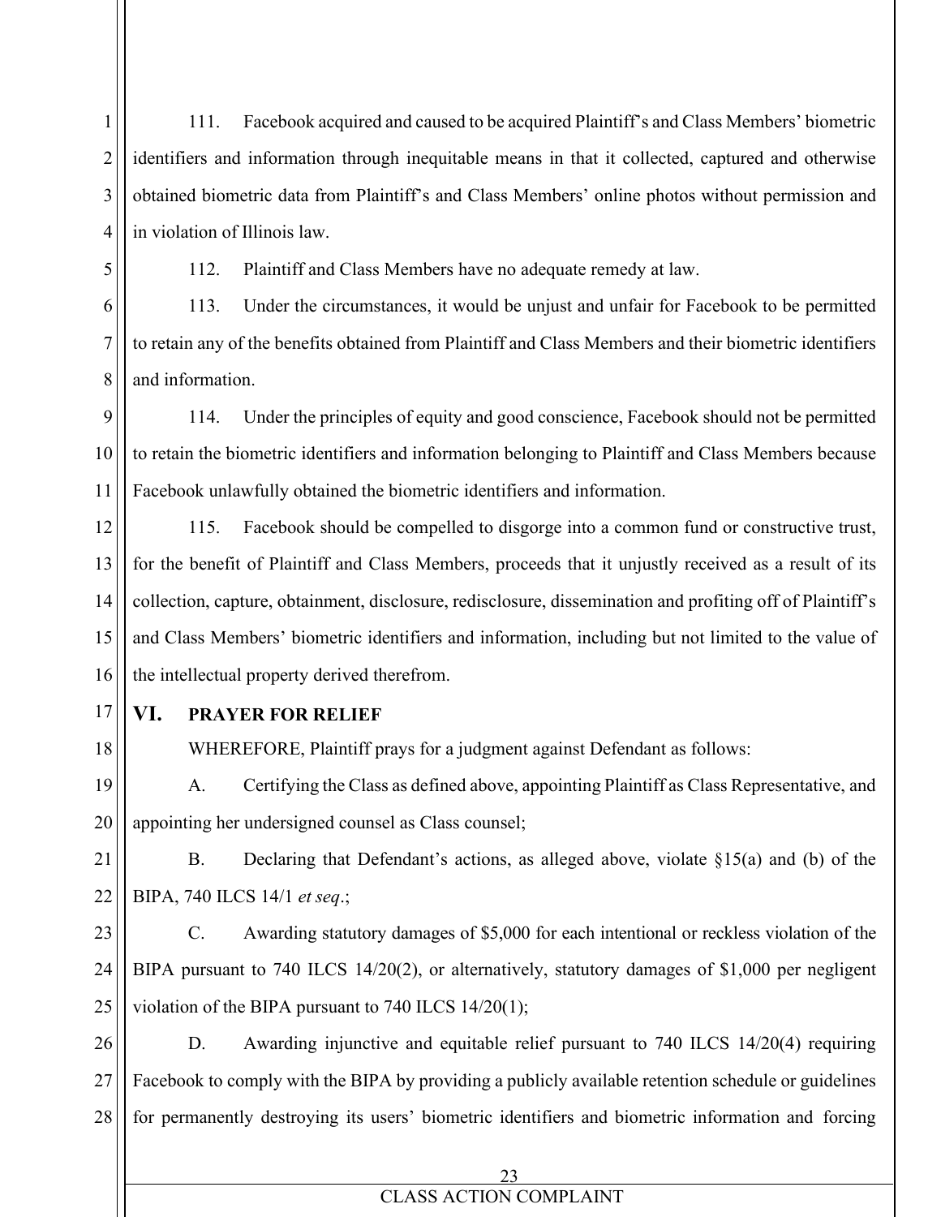111. Facebook acquired and caused to be acquired Plaintiff's and Class Members' biometric identifiers and information through inequitable means in that it collected, captured and otherwise obtained biometric data from Plaintiff's and Class Members' online photos without permission and in violation of Illinois law.

112. Plaintiff and Class Members have no adequate remedy at law.

113. Under the circumstances, it would be unjust and unfair for Facebook to be permitted to retain any of the benefits obtained from Plaintiff and Class Members and their biometric identifiers and information.

114. Under the principles of equity and good conscience, Facebook should not be permitted to retain the biometric identifiers and information belonging to Plaintiff and Class Members because Facebook unlawfully obtained the biometric identifiers and information.

115. Facebook should be compelled to disgorge into a common fund or constructive trust, for the benefit of Plaintiff and Class Members, proceeds that it unjustly received as a result of its collection, capture, obtainment, disclosure, redisclosure, dissemination and profiting off of Plaintiff's and Class Members' biometric identifiers and information, including but not limited to the value of the intellectual property derived therefrom.

## VI. PRAYER FOR RELIEF

WHEREFORE, Plaintiff prays for a judgment against Defendant as follows:

A. Certifying the Class as defined above, appointing Plaintiff as Class Representative, and appointing her undersigned counsel as Class counsel;

B. Declaring that Defendant's actions, as alleged above, violate §15(a) and (b) of the BIPA, 740 ILCS 14/1 *et seq*.;

C. Awarding statutory damages of $5,000 for each intentional or reckless violation of the BIPA pursuant to 740 ILCS 14/20(2), or alternatively, statutory damages of $1,000 per negligent violation of the BIPA pursuant to 740 ILCS 14/20(1);

D. Awarding injunctive and equitable relief pursuant to 740 ILCS 14/20(4) requiring Facebook to comply with the BIPA by providing a publicly available retention schedule or guidelines for permanently destroying its users' biometric identifiers and biometric information and forcing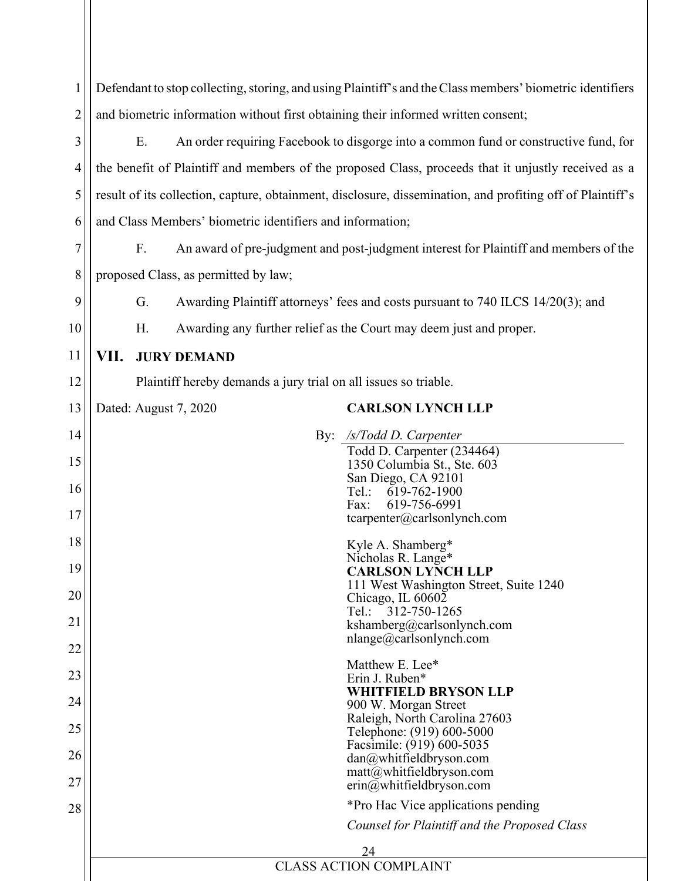Defendant to stop collecting, storing, and using Plaintiff's and the Class members' biometric identifiers and biometric information without first obtaining their informed written consent;

E. An order requiring Facebook to disgorge into a common fund or constructive fund, for the benefit of Plaintiff and members of the proposed Class, proceeds that it unjustly received as a result of its collection, capture, obtainment, disclosure, dissemination, and profiting off of Plaintiff's and Class Members' biometric identifiers and information;

F. An award of pre-judgment and post-judgment interest for Plaintiff and members of the proposed Class, as permitted by law;

G. Awarding Plaintiff attorneys' fees and costs pursuant to 740 ILCS 14/20(3); and

H. Awarding any further relief as the Court may deem just and proper.

## VII. JURY DEMAND

Plaintiff hereby demands a jury trial on all issues so triable.

Dated: August 7, 2020

**CARLSON LYNCH LLP**

By: */s/Todd D. Carpenter*
Todd D. Carpenter (234464)
1350 Columbia St., Ste. 603
San Diego, CA 92101
Tel.: 619-762-1900
Fax: 619-756-6991
tcarpenter@carlsonlynch.com

Kyle A. Shamberg*
Nicholas R. Lange*
**CARLSON LYNCH LLP**
111 West Washington Street, Suite 1240
Chicago, IL 60602
Tel.: 312-750-1265
kshamberg@carlsonlynch.com
nlange@carlsonlynch.com

Matthew E. Lee*
Erin J. Ruben*
**WHITFIELD BRYSON LLP**
900 W. Morgan Street
Raleigh, North Carolina 27603
Telephone: (919) 600-5000
Facsimile: (919) 600-5035
dan@whitfieldbryson.com
matt@whitfieldbryson.com
erin@whitfieldbryson.com

*Pro Hac Vice applications pending

*Counsel for Plaintiff and the Proposed Class*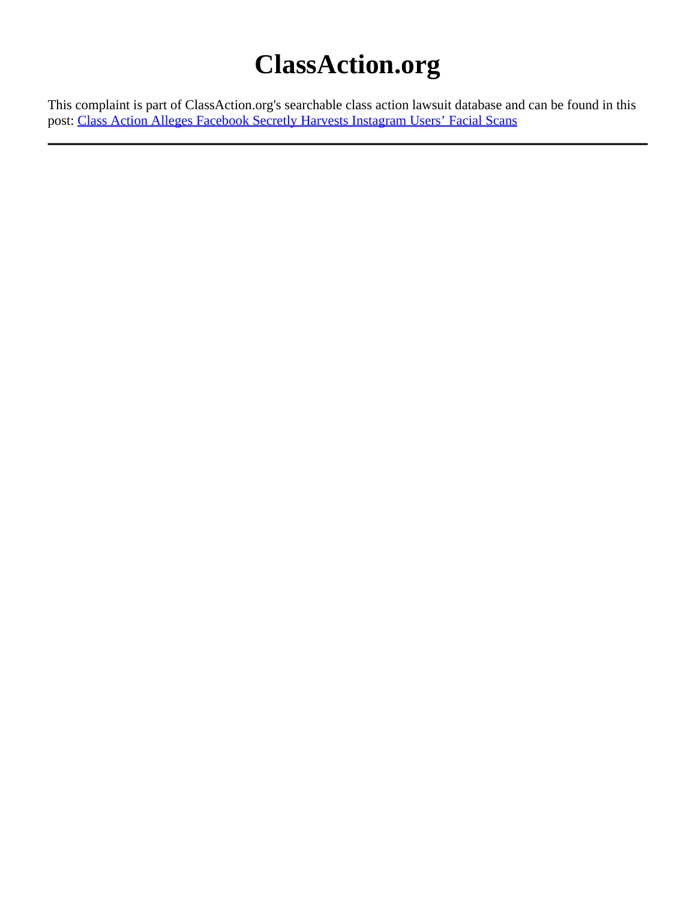# ClassAction.org

This complaint is part of ClassAction.org's searchable class action lawsuit database and can be found in this post: [Class Action Alleges Facebook Secretly Harvests Instagram Users' Facial Scans]()

---